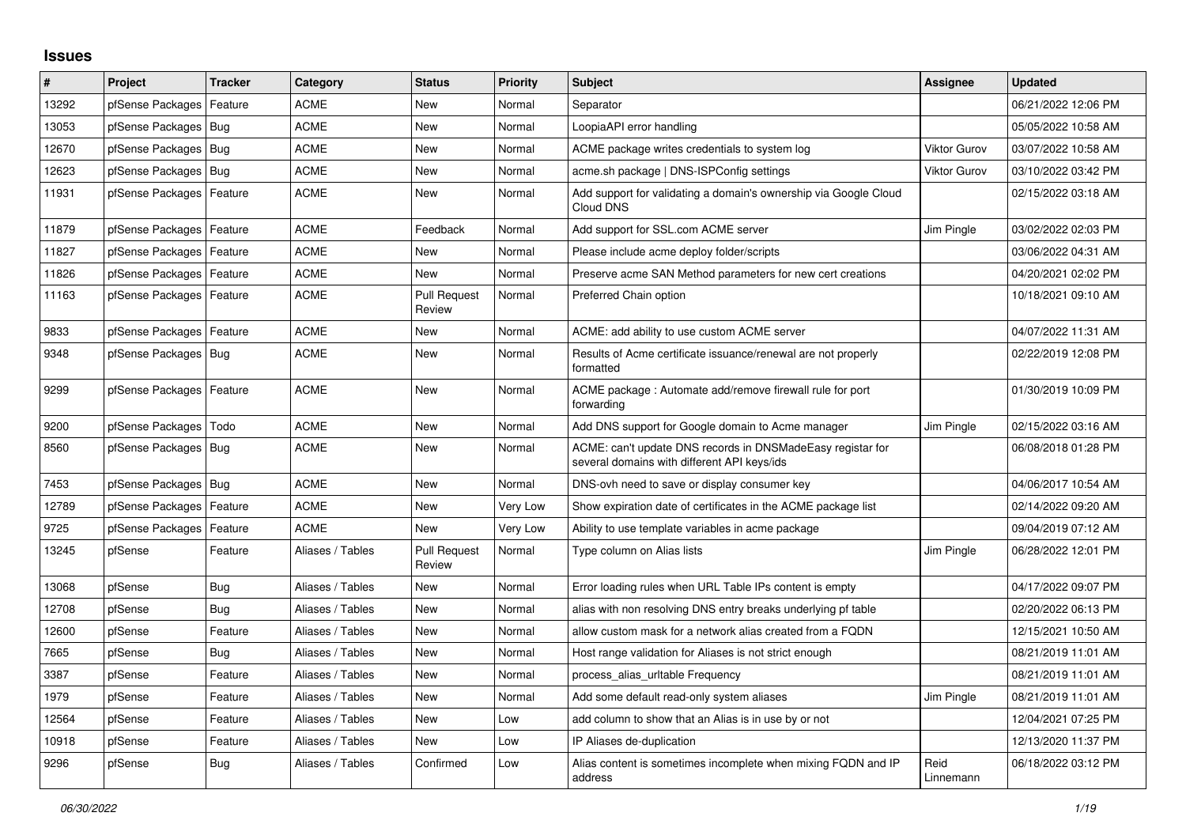# Issues

| # | Project | Tracker | Category | Status | Priority | Subject | Assignee | Updated |
|---|---|---|---|---|---|---|---|---|
| 13292 | pfSense Packages | Feature | ACME | New | Normal | Separator | | 06/21/2022 12:06 PM |
| 13053 | pfSense Packages | Bug | ACME | New | Normal | LoopiaAPI error handling | | 05/05/2022 10:58 AM |
| 12670 | pfSense Packages | Bug | ACME | New | Normal | ACME package writes credentials to system log | Viktor Gurov | 03/07/2022 10:58 AM |
| 12623 | pfSense Packages | Bug | ACME | New | Normal | acme.sh package \| DNS-ISPConfig settings | Viktor Gurov | 03/10/2022 03:42 PM |
| 11931 | pfSense Packages | Feature | ACME | New | Normal | Add support for validating a domain's ownership via Google Cloud Cloud DNS | | 02/15/2022 03:18 AM |
| 11879 | pfSense Packages | Feature | ACME | Feedback | Normal | Add support for SSL.com ACME server | Jim Pingle | 03/02/2022 02:03 PM |
| 11827 | pfSense Packages | Feature | ACME | New | Normal | Please include acme deploy folder/scripts | | 03/06/2022 04:31 AM |
| 11826 | pfSense Packages | Feature | ACME | New | Normal | Preserve acme SAN Method parameters for new cert creations | | 04/20/2021 02:02 PM |
| 11163 | pfSense Packages | Feature | ACME | Pull Request Review | Normal | Preferred Chain option | | 10/18/2021 09:10 AM |
| 9833 | pfSense Packages | Feature | ACME | New | Normal | ACME: add ability to use custom ACME server | | 04/07/2022 11:31 AM |
| 9348 | pfSense Packages | Bug | ACME | New | Normal | Results of Acme certificate issuance/renewal are not properly formatted | | 02/22/2019 12:08 PM |
| 9299 | pfSense Packages | Feature | ACME | New | Normal | ACME package : Automate add/remove firewall rule for port forwarding | | 01/30/2019 10:09 PM |
| 9200 | pfSense Packages | Todo | ACME | New | Normal | Add DNS support for Google domain to Acme manager | Jim Pingle | 02/15/2022 03:16 AM |
| 8560 | pfSense Packages | Bug | ACME | New | Normal | ACME: can't update DNS records in DNSMadeEasy registar for several domains with different API keys/ids | | 06/08/2018 01:28 PM |
| 7453 | pfSense Packages | Bug | ACME | New | Normal | DNS-ovh need to save or display consumer key | | 04/06/2017 10:54 AM |
| 12789 | pfSense Packages | Feature | ACME | New | Very Low | Show expiration date of certificates in the ACME package list | | 02/14/2022 09:20 AM |
| 9725 | pfSense Packages | Feature | ACME | New | Very Low | Ability to use template variables in acme package | | 09/04/2019 07:12 AM |
| 13245 | pfSense | Feature | Aliases / Tables | Pull Request Review | Normal | Type column on Alias lists | Jim Pingle | 06/28/2022 12:01 PM |
| 13068 | pfSense | Bug | Aliases / Tables | New | Normal | Error loading rules when URL Table IPs content is empty | | 04/17/2022 09:07 PM |
| 12708 | pfSense | Bug | Aliases / Tables | New | Normal | alias with non resolving DNS entry breaks underlying pf table | | 02/20/2022 06:13 PM |
| 12600 | pfSense | Feature | Aliases / Tables | New | Normal | allow custom mask for a network alias created from a FQDN | | 12/15/2021 10:50 AM |
| 7665 | pfSense | Bug | Aliases / Tables | New | Normal | Host range validation for Aliases is not strict enough | | 08/21/2019 11:01 AM |
| 3387 | pfSense | Feature | Aliases / Tables | New | Normal | process_alias_urltable Frequency | | 08/21/2019 11:01 AM |
| 1979 | pfSense | Feature | Aliases / Tables | New | Normal | Add some default read-only system aliases | Jim Pingle | 08/21/2019 11:01 AM |
| 12564 | pfSense | Feature | Aliases / Tables | New | Low | add column to show that an Alias is in use by or not | | 12/04/2021 07:25 PM |
| 10918 | pfSense | Feature | Aliases / Tables | New | Low | IP Aliases de-duplication | | 12/13/2020 11:37 PM |
| 9296 | pfSense | Bug | Aliases / Tables | Confirmed | Low | Alias content is sometimes incomplete when mixing FQDN and IP address | Reid Linnemann | 06/18/2022 03:12 PM |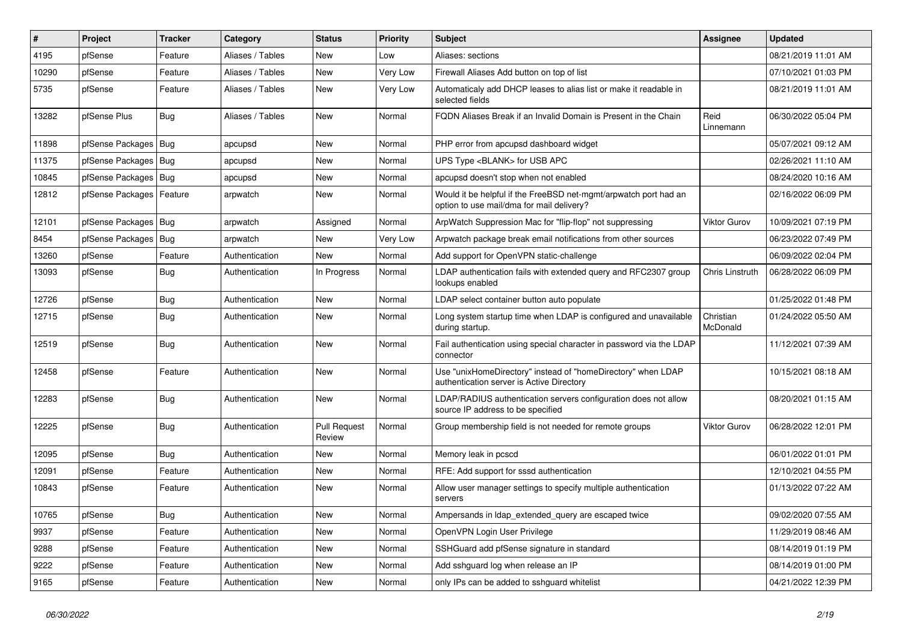| # | Project | Tracker | Category | Status | Priority | Subject | Assignee | Updated |
|---|---|---|---|---|---|---|---|---|
| 4195 | pfSense | Feature | Aliases / Tables | New | Low | Aliases: sections | | 08/21/2019 11:01 AM |
| 10290 | pfSense | Feature | Aliases / Tables | New | Very Low | Firewall Aliases Add button on top of list | | 07/10/2021 01:03 PM |
| 5735 | pfSense | Feature | Aliases / Tables | New | Very Low | Automaticaly add DHCP leases to alias list or make it readable in selected fields | | 08/21/2019 11:01 AM |
| 13282 | pfSense Plus | Bug | Aliases / Tables | New | Normal | FQDN Aliases Break if an Invalid Domain is Present in the Chain | Reid Linnemann | 06/30/2022 05:04 PM |
| 11898 | pfSense Packages | Bug | apcupsd | New | Normal | PHP error from apcupsd dashboard widget | | 05/07/2021 09:12 AM |
| 11375 | pfSense Packages | Bug | apcupsd | New | Normal | UPS Type <BLANK> for USB APC | | 02/26/2021 11:10 AM |
| 10845 | pfSense Packages | Bug | apcupsd | New | Normal | apcupsd doesn't stop when not enabled | | 08/24/2020 10:16 AM |
| 12812 | pfSense Packages | Feature | arpwatch | New | Normal | Would it be helpful if the FreeBSD net-mgmt/arpwatch port had an option to use mail/dma for mail delivery? | | 02/16/2022 06:09 PM |
| 12101 | pfSense Packages | Bug | arpwatch | Assigned | Normal | ArpWatch Suppression Mac for "flip-flop" not suppressing | Viktor Gurov | 10/09/2021 07:19 PM |
| 8454 | pfSense Packages | Bug | arpwatch | New | Very Low | Arpwatch package break email notifications from other sources | | 06/23/2022 07:49 PM |
| 13260 | pfSense | Feature | Authentication | New | Normal | Add support for OpenVPN static-challenge | | 06/09/2022 02:04 PM |
| 13093 | pfSense | Bug | Authentication | In Progress | Normal | LDAP authentication fails with extended query and RFC2307 group lookups enabled | Chris Linstruth | 06/28/2022 06:09 PM |
| 12726 | pfSense | Bug | Authentication | New | Normal | LDAP select container button auto populate | | 01/25/2022 01:48 PM |
| 12715 | pfSense | Bug | Authentication | New | Normal | Long system startup time when LDAP is configured and unavailable during startup. | Christian McDonald | 01/24/2022 05:50 AM |
| 12519 | pfSense | Bug | Authentication | New | Normal | Fail authentication using special character in password via the LDAP connector | | 11/12/2021 07:39 AM |
| 12458 | pfSense | Feature | Authentication | New | Normal | Use "unixHomeDirectory" instead of "homeDirectory" when LDAP authentication server is Active Directory | | 10/15/2021 08:18 AM |
| 12283 | pfSense | Bug | Authentication | New | Normal | LDAP/RADIUS authentication servers configuration does not allow source IP address to be specified | | 08/20/2021 01:15 AM |
| 12225 | pfSense | Bug | Authentication | Pull Request Review | Normal | Group membership field is not needed for remote groups | Viktor Gurov | 06/28/2022 12:01 PM |
| 12095 | pfSense | Bug | Authentication | New | Normal | Memory leak in pcscd | | 06/01/2022 01:01 PM |
| 12091 | pfSense | Feature | Authentication | New | Normal | RFE: Add support for sssd authentication | | 12/10/2021 04:55 PM |
| 10843 | pfSense | Feature | Authentication | New | Normal | Allow user manager settings to specify multiple authentication servers | | 01/13/2022 07:22 AM |
| 10765 | pfSense | Bug | Authentication | New | Normal | Ampersands in ldap_extended_query are escaped twice | | 09/02/2020 07:55 AM |
| 9937 | pfSense | Feature | Authentication | New | Normal | OpenVPN Login User Privilege | | 11/29/2019 08:46 AM |
| 9288 | pfSense | Feature | Authentication | New | Normal | SSHGuard add pfSense signature in standard | | 08/14/2019 01:19 PM |
| 9222 | pfSense | Feature | Authentication | New | Normal | Add sshguard log when release an IP | | 08/14/2019 01:00 PM |
| 9165 | pfSense | Feature | Authentication | New | Normal | only IPs can be added to sshguard whitelist | | 04/21/2022 12:39 PM |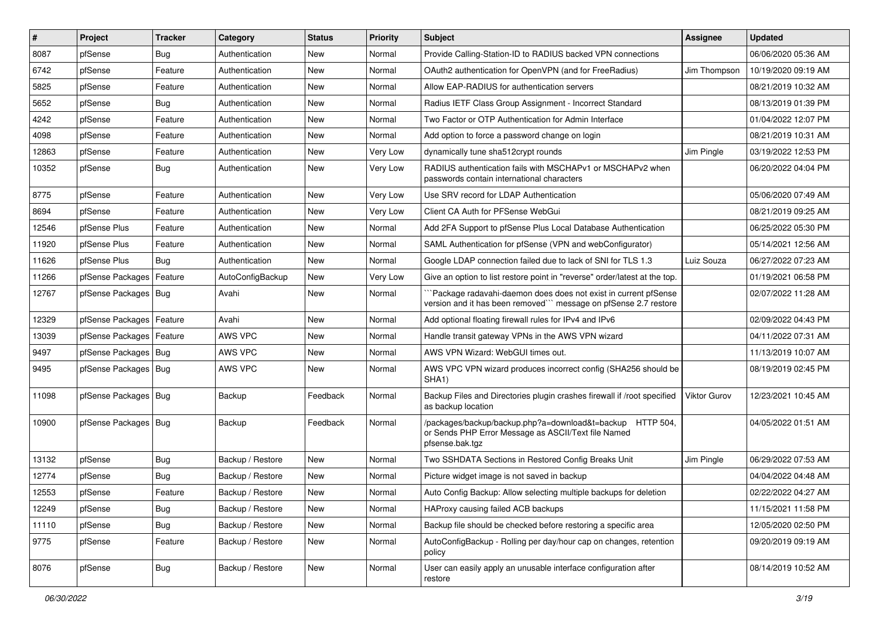| # | Project | Tracker | Category | Status | Priority | Subject | Assignee | Updated |
|---|---|---|---|---|---|---|---|---|
| 8087 | pfSense | Bug | Authentication | New | Normal | Provide Calling-Station-ID to RADIUS backed VPN connections | | 06/06/2020 05:36 AM |
| 6742 | pfSense | Feature | Authentication | New | Normal | OAuth2 authentication for OpenVPN (and for FreeRadius) | Jim Thompson | 10/19/2020 09:19 AM |
| 5825 | pfSense | Feature | Authentication | New | Normal | Allow EAP-RADIUS for authentication servers | | 08/21/2019 10:32 AM |
| 5652 | pfSense | Bug | Authentication | New | Normal | Radius IETF Class Group Assignment - Incorrect Standard | | 08/13/2019 01:39 PM |
| 4242 | pfSense | Feature | Authentication | New | Normal | Two Factor or OTP Authentication for Admin Interface | | 01/04/2022 12:07 PM |
| 4098 | pfSense | Feature | Authentication | New | Normal | Add option to force a password change on login | | 08/21/2019 10:31 AM |
| 12863 | pfSense | Feature | Authentication | New | Very Low | dynamically tune sha512crypt rounds | Jim Pingle | 03/19/2022 12:53 PM |
| 10352 | pfSense | Bug | Authentication | New | Very Low | RADIUS authentication fails with MSCHAPv1 or MSCHAPv2 when passwords contain international characters | | 06/20/2022 04:04 PM |
| 8775 | pfSense | Feature | Authentication | New | Very Low | Use SRV record for LDAP Authentication | | 05/06/2020 07:49 AM |
| 8694 | pfSense | Feature | Authentication | New | Very Low | Client CA Auth for PFSense WebGui | | 08/21/2019 09:25 AM |
| 12546 | pfSense Plus | Feature | Authentication | New | Normal | Add 2FA Support to pfSense Plus Local Database Authentication | | 06/25/2022 05:30 PM |
| 11920 | pfSense Plus | Feature | Authentication | New | Normal | SAML Authentication for pfSense (VPN and webConfigurator) | | 05/14/2021 12:56 AM |
| 11626 | pfSense Plus | Bug | Authentication | New | Normal | Google LDAP connection failed due to lack of SNI for TLS 1.3 | Luiz Souza | 06/27/2022 07:23 AM |
| 11266 | pfSense Packages | Feature | AutoConfigBackup | New | Very Low | Give an option to list restore point in "reverse" order/latest at the top. | | 01/19/2021 06:58 PM |
| 12767 | pfSense Packages | Bug | Avahi | New | Normal | ```Package radavahi-daemon does does not exist in current pfSense version and it has been removed``` message on pfSense 2.7 restore | | 02/07/2022 11:28 AM |
| 12329 | pfSense Packages | Feature | Avahi | New | Normal | Add optional floating firewall rules for IPv4 and IPv6 | | 02/09/2022 04:43 PM |
| 13039 | pfSense Packages | Feature | AWS VPC | New | Normal | Handle transit gateway VPNs in the AWS VPN wizard | | 04/11/2022 07:31 AM |
| 9497 | pfSense Packages | Bug | AWS VPC | New | Normal | AWS VPN Wizard: WebGUI times out. | | 11/13/2019 10:07 AM |
| 9495 | pfSense Packages | Bug | AWS VPC | New | Normal | AWS VPC VPN wizard produces incorrect config (SHA256 should be SHA1) | | 08/19/2019 02:45 PM |
| 11098 | pfSense Packages | Bug | Backup | Feedback | Normal | Backup Files and Directories plugin crashes firewall if /root specified as backup location | Viktor Gurov | 12/23/2021 10:45 AM |
| 10900 | pfSense Packages | Bug | Backup | Feedback | Normal | /packages/backup/backup.php?a=download&t=backup HTTP 504, or Sends PHP Error Message as ASCII/Text file Named pfsense.bak.tgz | | 04/05/2022 01:51 AM |
| 13132 | pfSense | Bug | Backup / Restore | New | Normal | Two SSHDATA Sections in Restored Config Breaks Unit | Jim Pingle | 06/29/2022 07:53 AM |
| 12774 | pfSense | Bug | Backup / Restore | New | Normal | Picture widget image is not saved in backup | | 04/04/2022 04:48 AM |
| 12553 | pfSense | Feature | Backup / Restore | New | Normal | Auto Config Backup: Allow selecting multiple backups for deletion | | 02/22/2022 04:27 AM |
| 12249 | pfSense | Bug | Backup / Restore | New | Normal | HAProxy causing failed ACB backups | | 11/15/2021 11:58 PM |
| 11110 | pfSense | Bug | Backup / Restore | New | Normal | Backup file should be checked before restoring a specific area | | 12/05/2020 02:50 PM |
| 9775 | pfSense | Feature | Backup / Restore | New | Normal | AutoConfigBackup - Rolling per day/hour cap on changes, retention policy | | 09/20/2019 09:19 AM |
| 8076 | pfSense | Bug | Backup / Restore | New | Normal | User can easily apply an unusable interface configuration after restore | | 08/14/2019 10:52 AM |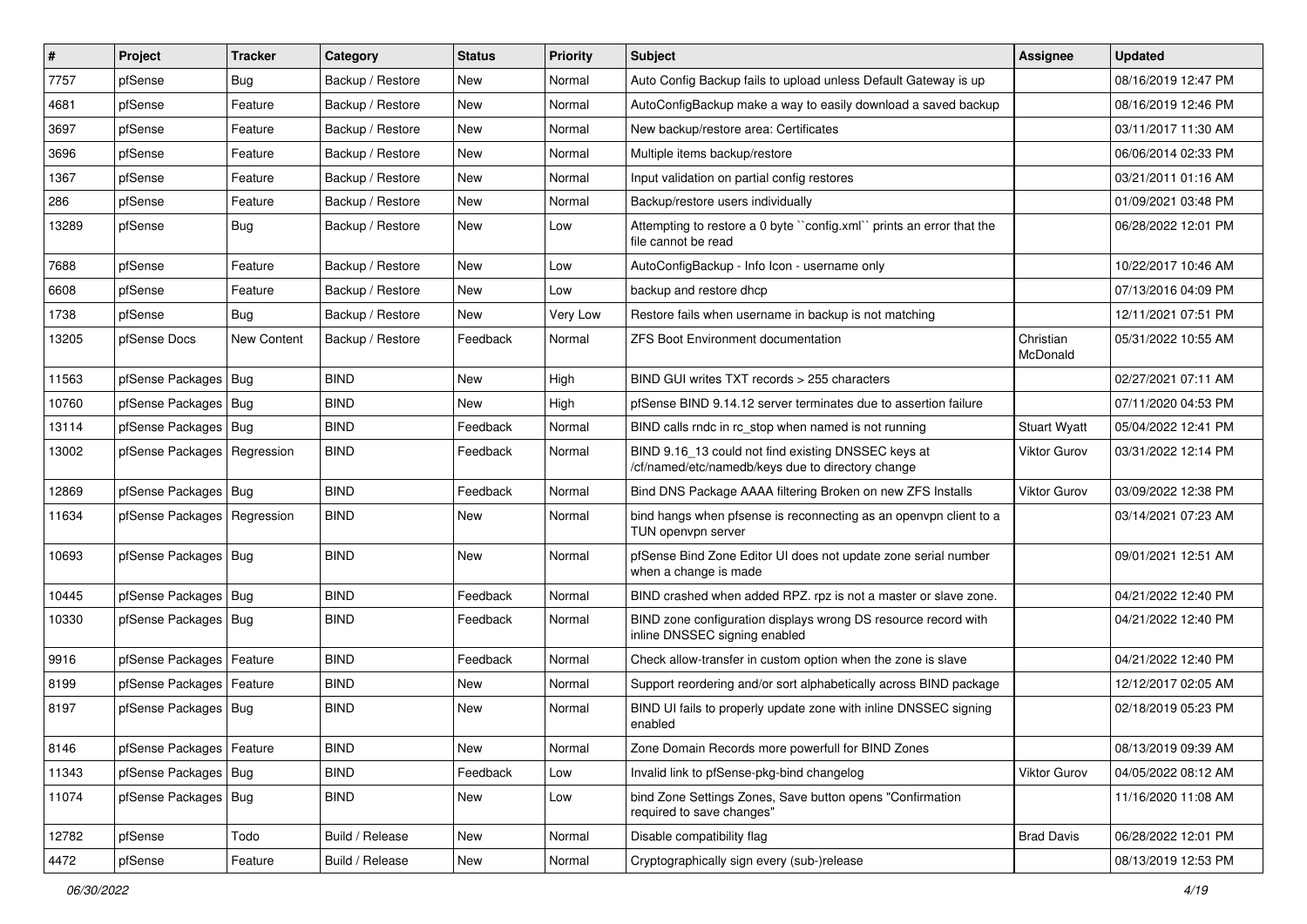| # | Project | Tracker | Category | Status | Priority | Subject | Assignee | Updated |
|---|---|---|---|---|---|---|---|---|
| 7757 | pfSense | Bug | Backup / Restore | New | Normal | Auto Config Backup fails to upload unless Default Gateway is up | | 08/16/2019 12:47 PM |
| 4681 | pfSense | Feature | Backup / Restore | New | Normal | AutoConfigBackup make a way to easily download a saved backup | | 08/16/2019 12:46 PM |
| 3697 | pfSense | Feature | Backup / Restore | New | Normal | New backup/restore area: Certificates | | 03/11/2017 11:30 AM |
| 3696 | pfSense | Feature | Backup / Restore | New | Normal | Multiple items backup/restore | | 06/06/2014 02:33 PM |
| 1367 | pfSense | Feature | Backup / Restore | New | Normal | Input validation on partial config restores | | 03/21/2011 01:16 AM |
| 286 | pfSense | Feature | Backup / Restore | New | Normal | Backup/restore users individually | | 01/09/2021 03:48 PM |
| 13289 | pfSense | Bug | Backup / Restore | New | Low | Attempting to restore a 0 byte ``config.xml`` prints an error that the file cannot be read | | 06/28/2022 12:01 PM |
| 7688 | pfSense | Feature | Backup / Restore | New | Low | AutoConfigBackup - Info Icon - username only | | 10/22/2017 10:46 AM |
| 6608 | pfSense | Feature | Backup / Restore | New | Low | backup and restore dhcp | | 07/13/2016 04:09 PM |
| 1738 | pfSense | Bug | Backup / Restore | New | Very Low | Restore fails when username in backup is not matching | | 12/11/2021 07:51 PM |
| 13205 | pfSense Docs | New Content | Backup / Restore | Feedback | Normal | ZFS Boot Environment documentation | Christian McDonald | 05/31/2022 10:55 AM |
| 11563 | pfSense Packages | Bug | BIND | New | High | BIND GUI writes TXT records > 255 characters | | 02/27/2021 07:11 AM |
| 10760 | pfSense Packages | Bug | BIND | New | High | pfSense BIND 9.14.12 server terminates due to assertion failure | | 07/11/2020 04:53 PM |
| 13114 | pfSense Packages | Bug | BIND | Feedback | Normal | BIND calls rndc in rc_stop when named is not running | Stuart Wyatt | 05/04/2022 12:41 PM |
| 13002 | pfSense Packages | Regression | BIND | Feedback | Normal | BIND 9.16_13 could not find existing DNSSEC keys at /cf/named/etc/namedb/keys due to directory change | Viktor Gurov | 03/31/2022 12:14 PM |
| 12869 | pfSense Packages | Bug | BIND | Feedback | Normal | Bind DNS Package AAAA filtering Broken on new ZFS Installs | Viktor Gurov | 03/09/2022 12:38 PM |
| 11634 | pfSense Packages | Regression | BIND | New | Normal | bind hangs when pfsense is reconnecting as an openvpn client to a TUN openvpn server | | 03/14/2021 07:23 AM |
| 10693 | pfSense Packages | Bug | BIND | New | Normal | pfSense Bind Zone Editor UI does not update zone serial number when a change is made | | 09/01/2021 12:51 AM |
| 10445 | pfSense Packages | Bug | BIND | Feedback | Normal | BIND crashed when added RPZ. rpz is not a master or slave zone. | | 04/21/2022 12:40 PM |
| 10330 | pfSense Packages | Bug | BIND | Feedback | Normal | BIND zone configuration displays wrong DS resource record with inline DNSSEC signing enabled | | 04/21/2022 12:40 PM |
| 9916 | pfSense Packages | Feature | BIND | Feedback | Normal | Check allow-transfer in custom option when the zone is slave | | 04/21/2022 12:40 PM |
| 8199 | pfSense Packages | Feature | BIND | New | Normal | Support reordering and/or sort alphabetically across BIND package | | 12/12/2017 02:05 AM |
| 8197 | pfSense Packages | Bug | BIND | New | Normal | BIND UI fails to properly update zone with inline DNSSEC signing enabled | | 02/18/2019 05:23 PM |
| 8146 | pfSense Packages | Feature | BIND | New | Normal | Zone Domain Records more powerfull for BIND Zones | | 08/13/2019 09:39 AM |
| 11343 | pfSense Packages | Bug | BIND | Feedback | Low | Invalid link to pfSense-pkg-bind changelog | Viktor Gurov | 04/05/2022 08:12 AM |
| 11074 | pfSense Packages | Bug | BIND | New | Low | bind Zone Settings Zones, Save button opens "Confirmation required to save changes" | | 11/16/2020 11:08 AM |
| 12782 | pfSense | Todo | Build / Release | New | Normal | Disable compatibility flag | Brad Davis | 06/28/2022 12:01 PM |
| 4472 | pfSense | Feature | Build / Release | New | Normal | Cryptographically sign every (sub-)release | | 08/13/2019 12:53 PM |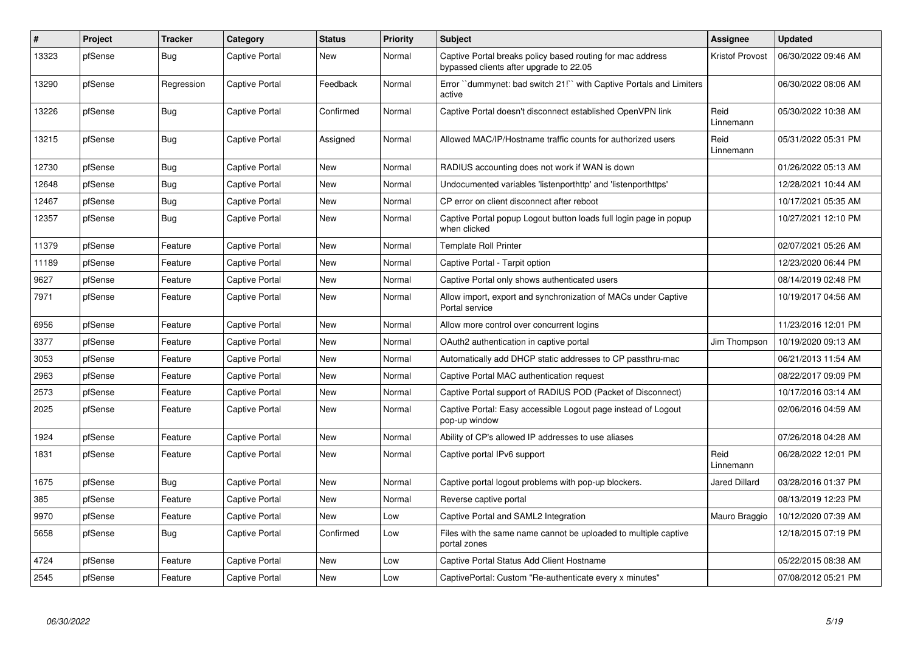| # | Project | Tracker | Category | Status | Priority | Subject | Assignee | Updated |
|---|---|---|---|---|---|---|---|---|
| 13323 | pfSense | Bug | Captive Portal | New | Normal | Captive Portal breaks policy based routing for mac address bypassed clients after upgrade to 22.05 | Kristof Provost | 06/30/2022 09:46 AM |
| 13290 | pfSense | Regression | Captive Portal | Feedback | Normal | Error ``dummynet: bad switch 21!`` with Captive Portals and Limiters active | | 06/30/2022 08:06 AM |
| 13226 | pfSense | Bug | Captive Portal | Confirmed | Normal | Captive Portal doesn't disconnect established OpenVPN link | Reid Linnemann | 05/30/2022 10:38 AM |
| 13215 | pfSense | Bug | Captive Portal | Assigned | Normal | Allowed MAC/IP/Hostname traffic counts for authorized users | Reid Linnemann | 05/31/2022 05:31 PM |
| 12730 | pfSense | Bug | Captive Portal | New | Normal | RADIUS accounting does not work if WAN is down | | 01/26/2022 05:13 AM |
| 12648 | pfSense | Bug | Captive Portal | New | Normal | Undocumented variables 'listenporthttp' and 'listenporthttps' | | 12/28/2021 10:44 AM |
| 12467 | pfSense | Bug | Captive Portal | New | Normal | CP error on client disconnect after reboot | | 10/17/2021 05:35 AM |
| 12357 | pfSense | Bug | Captive Portal | New | Normal | Captive Portal popup Logout button loads full login page in popup when clicked | | 10/27/2021 12:10 PM |
| 11379 | pfSense | Feature | Captive Portal | New | Normal | Template Roll Printer | | 02/07/2021 05:26 AM |
| 11189 | pfSense | Feature | Captive Portal | New | Normal | Captive Portal - Tarpit option | | 12/23/2020 06:44 PM |
| 9627 | pfSense | Feature | Captive Portal | New | Normal | Captive Portal only shows authenticated users | | 08/14/2019 02:48 PM |
| 7971 | pfSense | Feature | Captive Portal | New | Normal | Allow import, export and synchronization of MACs under Captive Portal service | | 10/19/2017 04:56 AM |
| 6956 | pfSense | Feature | Captive Portal | New | Normal | Allow more control over concurrent logins | | 11/23/2016 12:01 PM |
| 3377 | pfSense | Feature | Captive Portal | New | Normal | OAuth2 authentication in captive portal | Jim Thompson | 10/19/2020 09:13 AM |
| 3053 | pfSense | Feature | Captive Portal | New | Normal | Automatically add DHCP static addresses to CP passthru-mac | | 06/21/2013 11:54 AM |
| 2963 | pfSense | Feature | Captive Portal | New | Normal | Captive Portal MAC authentication request | | 08/22/2017 09:09 PM |
| 2573 | pfSense | Feature | Captive Portal | New | Normal | Captive Portal support of RADIUS POD (Packet of Disconnect) | | 10/17/2016 03:14 AM |
| 2025 | pfSense | Feature | Captive Portal | New | Normal | Captive Portal: Easy accessible Logout page instead of Logout pop-up window | | 02/06/2016 04:59 AM |
| 1924 | pfSense | Feature | Captive Portal | New | Normal | Ability of CP's allowed IP addresses to use aliases | | 07/26/2018 04:28 AM |
| 1831 | pfSense | Feature | Captive Portal | New | Normal | Captive portal IPv6 support | Reid Linnemann | 06/28/2022 12:01 PM |
| 1675 | pfSense | Bug | Captive Portal | New | Normal | Captive portal logout problems with pop-up blockers. | Jared Dillard | 03/28/2016 01:37 PM |
| 385 | pfSense | Feature | Captive Portal | New | Normal | Reverse captive portal | | 08/13/2019 12:23 PM |
| 9970 | pfSense | Feature | Captive Portal | New | Low | Captive Portal and SAML2 Integration | Mauro Braggio | 10/12/2020 07:39 AM |
| 5658 | pfSense | Bug | Captive Portal | Confirmed | Low | Files with the same name cannot be uploaded to multiple captive portal zones | | 12/18/2015 07:19 PM |
| 4724 | pfSense | Feature | Captive Portal | New | Low | Captive Portal Status Add Client Hostname | | 05/22/2015 08:38 AM |
| 2545 | pfSense | Feature | Captive Portal | New | Low | CaptivePortal: Custom "Re-authenticate every x minutes" | | 07/08/2012 05:21 PM |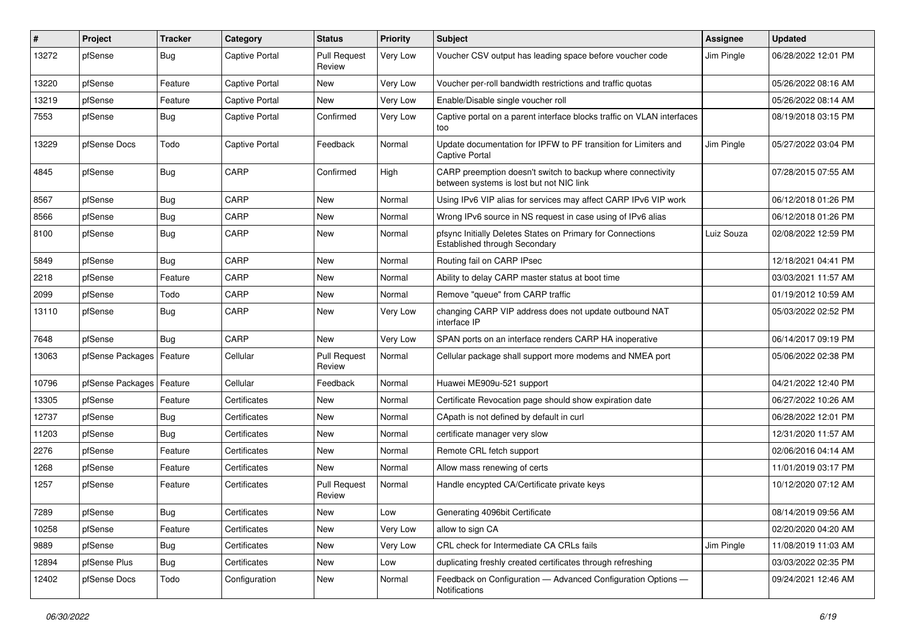| # | Project | Tracker | Category | Status | Priority | Subject | Assignee | Updated |
|---|---|---|---|---|---|---|---|---|
| 13272 | pfSense | Bug | Captive Portal | Pull Request Review | Very Low | Voucher CSV output has leading space before voucher code | Jim Pingle | 06/28/2022 12:01 PM |
| 13220 | pfSense | Feature | Captive Portal | New | Very Low | Voucher per-roll bandwidth restrictions and traffic quotas | | 05/26/2022 08:16 AM |
| 13219 | pfSense | Feature | Captive Portal | New | Very Low | Enable/Disable single voucher roll | | 05/26/2022 08:14 AM |
| 7553 | pfSense | Bug | Captive Portal | Confirmed | Very Low | Captive portal on a parent interface blocks traffic on VLAN interfaces too | | 08/19/2018 03:15 PM |
| 13229 | pfSense Docs | Todo | Captive Portal | Feedback | Normal | Update documentation for IPFW to PF transition for Limiters and Captive Portal | Jim Pingle | 05/27/2022 03:04 PM |
| 4845 | pfSense | Bug | CARP | Confirmed | High | CARP preemption doesn't switch to backup where connectivity between systems is lost but not NIC link | | 07/28/2015 07:55 AM |
| 8567 | pfSense | Bug | CARP | New | Normal | Using IPv6 VIP alias for services may affect CARP IPv6 VIP work | | 06/12/2018 01:26 PM |
| 8566 | pfSense | Bug | CARP | New | Normal | Wrong IPv6 source in NS request in case using of IPv6 alias | | 06/12/2018 01:26 PM |
| 8100 | pfSense | Bug | CARP | New | Normal | pfsync Initially Deletes States on Primary for Connections Established through Secondary | Luiz Souza | 02/08/2022 12:59 PM |
| 5849 | pfSense | Bug | CARP | New | Normal | Routing fail on CARP IPsec | | 12/18/2021 04:41 PM |
| 2218 | pfSense | Feature | CARP | New | Normal | Ability to delay CARP master status at boot time | | 03/03/2021 11:57 AM |
| 2099 | pfSense | Todo | CARP | New | Normal | Remove "queue" from CARP traffic | | 01/19/2012 10:59 AM |
| 13110 | pfSense | Bug | CARP | New | Very Low | changing CARP VIP address does not update outbound NAT interface IP | | 05/03/2022 02:52 PM |
| 7648 | pfSense | Bug | CARP | New | Very Low | SPAN ports on an interface renders CARP HA inoperative | | 06/14/2017 09:19 PM |
| 13063 | pfSense Packages | Feature | Cellular | Pull Request Review | Normal | Cellular package shall support more modems and NMEA port | | 05/06/2022 02:38 PM |
| 10796 | pfSense Packages | Feature | Cellular | Feedback | Normal | Huawei ME909u-521 support | | 04/21/2022 12:40 PM |
| 13305 | pfSense | Feature | Certificates | New | Normal | Certificate Revocation page should show expiration date | | 06/27/2022 10:26 AM |
| 12737 | pfSense | Bug | Certificates | New | Normal | CApath is not defined by default in curl | | 06/28/2022 12:01 PM |
| 11203 | pfSense | Bug | Certificates | New | Normal | certificate manager very slow | | 12/31/2020 11:57 AM |
| 2276 | pfSense | Feature | Certificates | New | Normal | Remote CRL fetch support | | 02/06/2016 04:14 AM |
| 1268 | pfSense | Feature | Certificates | New | Normal | Allow mass renewing of certs | | 11/01/2019 03:17 PM |
| 1257 | pfSense | Feature | Certificates | Pull Request Review | Normal | Handle encypted CA/Certificate private keys | | 10/12/2020 07:12 AM |
| 7289 | pfSense | Bug | Certificates | New | Low | Generating 4096bit Certificate | | 08/14/2019 09:56 AM |
| 10258 | pfSense | Feature | Certificates | New | Very Low | allow to sign CA | | 02/20/2020 04:20 AM |
| 9889 | pfSense | Bug | Certificates | New | Very Low | CRL check for Intermediate CA CRLs fails | Jim Pingle | 11/08/2019 11:03 AM |
| 12894 | pfSense Plus | Bug | Certificates | New | Low | duplicating freshly created certificates through refreshing | | 03/03/2022 02:35 PM |
| 12402 | pfSense Docs | Todo | Configuration | New | Normal | Feedback on Configuration — Advanced Configuration Options — Notifications | | 09/24/2021 12:46 AM |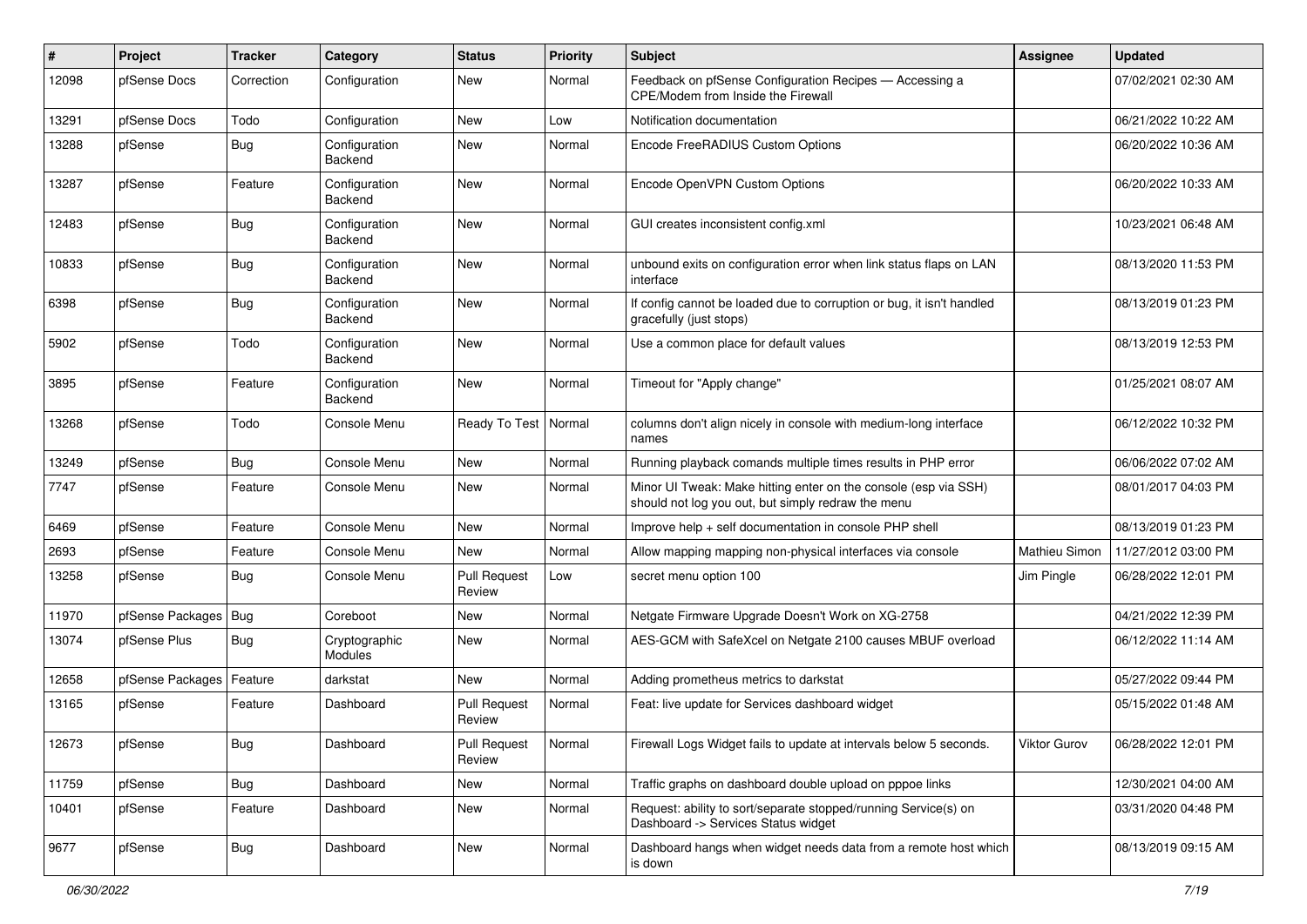| # | Project | Tracker | Category | Status | Priority | Subject | Assignee | Updated |
|---|---|---|---|---|---|---|---|---|
| 12098 | pfSense Docs | Correction | Configuration | New | Normal | Feedback on pfSense Configuration Recipes — Accessing a CPE/Modem from Inside the Firewall | | 07/02/2021 02:30 AM |
| 13291 | pfSense Docs | Todo | Configuration | New | Low | Notification documentation | | 06/21/2022 10:22 AM |
| 13288 | pfSense | Bug | Configuration Backend | New | Normal | Encode FreeRADIUS Custom Options | | 06/20/2022 10:36 AM |
| 13287 | pfSense | Feature | Configuration Backend | New | Normal | Encode OpenVPN Custom Options | | 06/20/2022 10:33 AM |
| 12483 | pfSense | Bug | Configuration Backend | New | Normal | GUI creates inconsistent config.xml | | 10/23/2021 06:48 AM |
| 10833 | pfSense | Bug | Configuration Backend | New | Normal | unbound exits on configuration error when link status flaps on LAN interface | | 08/13/2020 11:53 PM |
| 6398 | pfSense | Bug | Configuration Backend | New | Normal | If config cannot be loaded due to corruption or bug, it isn't handled gracefully (just stops) | | 08/13/2019 01:23 PM |
| 5902 | pfSense | Todo | Configuration Backend | New | Normal | Use a common place for default values | | 08/13/2019 12:53 PM |
| 3895 | pfSense | Feature | Configuration Backend | New | Normal | Timeout for "Apply change" | | 01/25/2021 08:07 AM |
| 13268 | pfSense | Todo | Console Menu | Ready To Test | Normal | columns don't align nicely in console with medium-long interface names | | 06/12/2022 10:32 PM |
| 13249 | pfSense | Bug | Console Menu | New | Normal | Running playback comands multiple times results in PHP error | | 06/06/2022 07:02 AM |
| 7747 | pfSense | Feature | Console Menu | New | Normal | Minor UI Tweak: Make hitting enter on the console (esp via SSH) should not log you out, but simply redraw the menu | | 08/01/2017 04:03 PM |
| 6469 | pfSense | Feature | Console Menu | New | Normal | Improve help + self documentation in console PHP shell | | 08/13/2019 01:23 PM |
| 2693 | pfSense | Feature | Console Menu | New | Normal | Allow mapping mapping non-physical interfaces via console | Mathieu Simon | 11/27/2012 03:00 PM |
| 13258 | pfSense | Bug | Console Menu | Pull Request Review | Low | secret menu option 100 | Jim Pingle | 06/28/2022 12:01 PM |
| 11970 | pfSense Packages | Bug | Coreboot | New | Normal | Netgate Firmware Upgrade Doesn't Work on XG-2758 | | 04/21/2022 12:39 PM |
| 13074 | pfSense Plus | Bug | Cryptographic Modules | New | Normal | AES-GCM with SafeXcel on Netgate 2100 causes MBUF overload | | 06/12/2022 11:14 AM |
| 12658 | pfSense Packages | Feature | darkstat | New | Normal | Adding prometheus metrics to darkstat | | 05/27/2022 09:44 PM |
| 13165 | pfSense | Feature | Dashboard | Pull Request Review | Normal | Feat: live update for Services dashboard widget | | 05/15/2022 01:48 AM |
| 12673 | pfSense | Bug | Dashboard | Pull Request Review | Normal | Firewall Logs Widget fails to update at intervals below 5 seconds. | Viktor Gurov | 06/28/2022 12:01 PM |
| 11759 | pfSense | Bug | Dashboard | New | Normal | Traffic graphs on dashboard double upload on pppoe links | | 12/30/2021 04:00 AM |
| 10401 | pfSense | Feature | Dashboard | New | Normal | Request: ability to sort/separate stopped/running Service(s) on Dashboard -> Services Status widget | | 03/31/2020 04:48 PM |
| 9677 | pfSense | Bug | Dashboard | New | Normal | Dashboard hangs when widget needs data from a remote host which is down | | 08/13/2019 09:15 AM |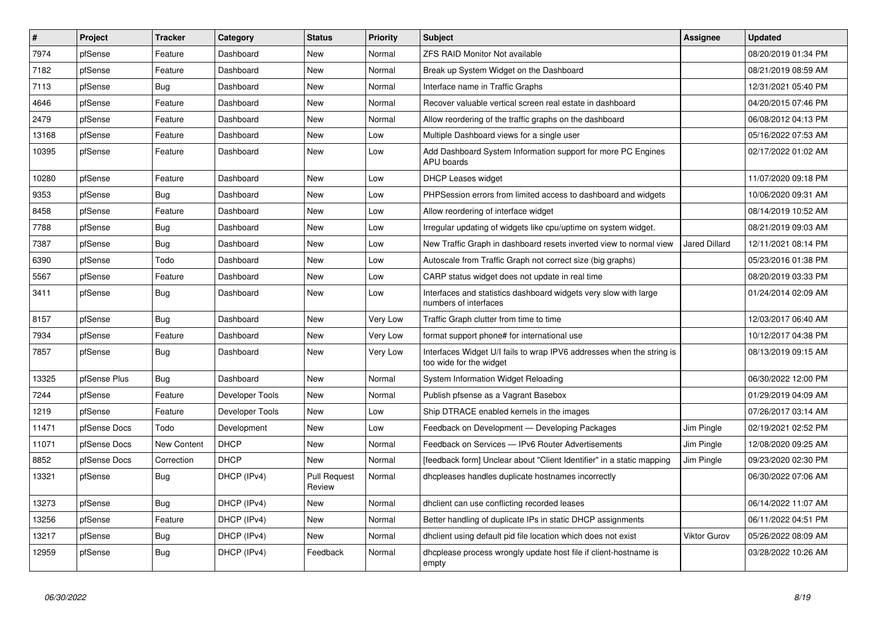| # | Project | Tracker | Category | Status | Priority | Subject | Assignee | Updated |
|---|---|---|---|---|---|---|---|---|
| 7974 | pfSense | Feature | Dashboard | New | Normal | ZFS RAID Monitor Not available | | 08/20/2019 01:34 PM |
| 7182 | pfSense | Feature | Dashboard | New | Normal | Break up System Widget on the Dashboard | | 08/21/2019 08:59 AM |
| 7113 | pfSense | Bug | Dashboard | New | Normal | Interface name in Traffic Graphs | | 12/31/2021 05:40 PM |
| 4646 | pfSense | Feature | Dashboard | New | Normal | Recover valuable vertical screen real estate in dashboard | | 04/20/2015 07:46 PM |
| 2479 | pfSense | Feature | Dashboard | New | Normal | Allow reordering of the traffic graphs on the dashboard | | 06/08/2012 04:13 PM |
| 13168 | pfSense | Feature | Dashboard | New | Low | Multiple Dashboard views for a single user | | 05/16/2022 07:53 AM |
| 10395 | pfSense | Feature | Dashboard | New | Low | Add Dashboard System Information support for more PC Engines APU boards | | 02/17/2022 01:02 AM |
| 10280 | pfSense | Feature | Dashboard | New | Low | DHCP Leases widget | | 11/07/2020 09:18 PM |
| 9353 | pfSense | Bug | Dashboard | New | Low | PHPSession errors from limited access to dashboard and widgets | | 10/06/2020 09:31 AM |
| 8458 | pfSense | Feature | Dashboard | New | Low | Allow reordering of interface widget | | 08/14/2019 10:52 AM |
| 7788 | pfSense | Bug | Dashboard | New | Low | Irregular updating of widgets like cpu/uptime on system widget. | | 08/21/2019 09:03 AM |
| 7387 | pfSense | Bug | Dashboard | New | Low | New Traffic Graph in dashboard resets inverted view to normal view | Jared Dillard | 12/11/2021 08:14 PM |
| 6390 | pfSense | Todo | Dashboard | New | Low | Autoscale from Traffic Graph not correct size (big graphs) | | 05/23/2016 01:38 PM |
| 5567 | pfSense | Feature | Dashboard | New | Low | CARP status widget does not update in real time | | 08/20/2019 03:33 PM |
| 3411 | pfSense | Bug | Dashboard | New | Low | Interfaces and statistics dashboard widgets very slow with large numbers of interfaces | | 01/24/2014 02:09 AM |
| 8157 | pfSense | Bug | Dashboard | New | Very Low | Traffic Graph clutter from time to time | | 12/03/2017 06:40 AM |
| 7934 | pfSense | Feature | Dashboard | New | Very Low | format support phone# for international use | | 10/12/2017 04:38 PM |
| 7857 | pfSense | Bug | Dashboard | New | Very Low | Interfaces Widget U/I fails to wrap IPV6 addresses when the string is too wide for the widget | | 08/13/2019 09:15 AM |
| 13325 | pfSense Plus | Bug | Dashboard | New | Normal | System Information Widget Reloading | | 06/30/2022 12:00 PM |
| 7244 | pfSense | Feature | Developer Tools | New | Normal | Publish pfsense as a Vagrant Basebox | | 01/29/2019 04:09 AM |
| 1219 | pfSense | Feature | Developer Tools | New | Low | Ship DTRACE enabled kernels in the images | | 07/26/2017 03:14 AM |
| 11471 | pfSense Docs | Todo | Development | New | Low | Feedback on Development — Developing Packages | Jim Pingle | 02/19/2021 02:52 PM |
| 11071 | pfSense Docs | New Content | DHCP | New | Normal | Feedback on Services — IPv6 Router Advertisements | Jim Pingle | 12/08/2020 09:25 AM |
| 8852 | pfSense Docs | Correction | DHCP | New | Normal | [feedback form] Unclear about "Client Identifier" in a static mapping | Jim Pingle | 09/23/2020 02:30 PM |
| 13321 | pfSense | Bug | DHCP (IPv4) | Pull Request Review | Normal | dhcpleases handles duplicate hostnames incorrectly | | 06/30/2022 07:06 AM |
| 13273 | pfSense | Bug | DHCP (IPv4) | New | Normal | dhclient can use conflicting recorded leases | | 06/14/2022 11:07 AM |
| 13256 | pfSense | Feature | DHCP (IPv4) | New | Normal | Better handling of duplicate IPs in static DHCP assignments | | 06/11/2022 04:51 PM |
| 13217 | pfSense | Bug | DHCP (IPv4) | New | Normal | dhclient using default pid file location which does not exist | Viktor Gurov | 05/26/2022 08:09 AM |
| 12959 | pfSense | Bug | DHCP (IPv4) | Feedback | Normal | dhcplease process wrongly update host file if client-hostname is empty | | 03/28/2022 10:26 AM |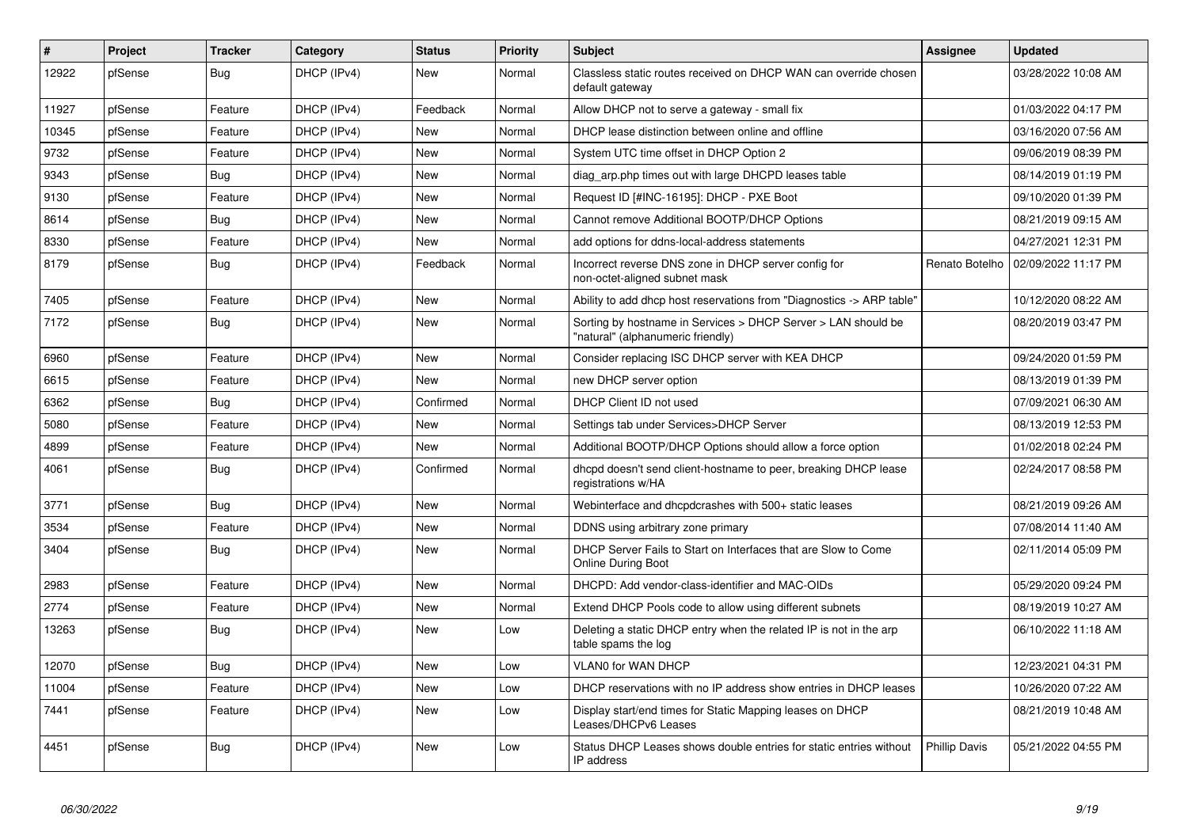| # | Project | Tracker | Category | Status | Priority | Subject | Assignee | Updated |
|---|---|---|---|---|---|---|---|---|
| 12922 | pfSense | Bug | DHCP (IPv4) | New | Normal | Classless static routes received on DHCP WAN can override chosen default gateway | | 03/28/2022 10:08 AM |
| 11927 | pfSense | Feature | DHCP (IPv4) | Feedback | Normal | Allow DHCP not to serve a gateway - small fix | | 01/03/2022 04:17 PM |
| 10345 | pfSense | Feature | DHCP (IPv4) | New | Normal | DHCP lease distinction between online and offline | | 03/16/2020 07:56 AM |
| 9732 | pfSense | Feature | DHCP (IPv4) | New | Normal | System UTC time offset in DHCP Option 2 | | 09/06/2019 08:39 PM |
| 9343 | pfSense | Bug | DHCP (IPv4) | New | Normal | diag_arp.php times out with large DHCPD leases table | | 08/14/2019 01:19 PM |
| 9130 | pfSense | Feature | DHCP (IPv4) | New | Normal | Request ID [#INC-16195]: DHCP - PXE Boot | | 09/10/2020 01:39 PM |
| 8614 | pfSense | Bug | DHCP (IPv4) | New | Normal | Cannot remove Additional BOOTP/DHCP Options | | 08/21/2019 09:15 AM |
| 8330 | pfSense | Feature | DHCP (IPv4) | New | Normal | add options for ddns-local-address statements | | 04/27/2021 12:31 PM |
| 8179 | pfSense | Bug | DHCP (IPv4) | Feedback | Normal | Incorrect reverse DNS zone in DHCP server config for non-octet-aligned subnet mask | Renato Botelho | 02/09/2022 11:17 PM |
| 7405 | pfSense | Feature | DHCP (IPv4) | New | Normal | Ability to add dhcp host reservations from "Diagnostics -> ARP table" | | 10/12/2020 08:22 AM |
| 7172 | pfSense | Bug | DHCP (IPv4) | New | Normal | Sorting by hostname in Services > DHCP Server > LAN should be "natural" (alphanumeric friendly) | | 08/20/2019 03:47 PM |
| 6960 | pfSense | Feature | DHCP (IPv4) | New | Normal | Consider replacing ISC DHCP server with KEA DHCP | | 09/24/2020 01:59 PM |
| 6615 | pfSense | Feature | DHCP (IPv4) | New | Normal | new DHCP server option | | 08/13/2019 01:39 PM |
| 6362 | pfSense | Bug | DHCP (IPv4) | Confirmed | Normal | DHCP Client ID not used | | 07/09/2021 06:30 AM |
| 5080 | pfSense | Feature | DHCP (IPv4) | New | Normal | Settings tab under Services>DHCP Server | | 08/13/2019 12:53 PM |
| 4899 | pfSense | Feature | DHCP (IPv4) | New | Normal | Additional BOOTP/DHCP Options should allow a force option | | 01/02/2018 02:24 PM |
| 4061 | pfSense | Bug | DHCP (IPv4) | Confirmed | Normal | dhcpd doesn't send client-hostname to peer, breaking DHCP lease registrations w/HA | | 02/24/2017 08:58 PM |
| 3771 | pfSense | Bug | DHCP (IPv4) | New | Normal | Webinterface and dhcpdcrashes with 500+ static leases | | 08/21/2019 09:26 AM |
| 3534 | pfSense | Feature | DHCP (IPv4) | New | Normal | DDNS using arbitrary zone primary | | 07/08/2014 11:40 AM |
| 3404 | pfSense | Bug | DHCP (IPv4) | New | Normal | DHCP Server Fails to Start on Interfaces that are Slow to Come Online During Boot | | 02/11/2014 05:09 PM |
| 2983 | pfSense | Feature | DHCP (IPv4) | New | Normal | DHCPD: Add vendor-class-identifier and MAC-OIDs | | 05/29/2020 09:24 PM |
| 2774 | pfSense | Feature | DHCP (IPv4) | New | Normal | Extend DHCP Pools code to allow using different subnets | | 08/19/2019 10:27 AM |
| 13263 | pfSense | Bug | DHCP (IPv4) | New | Low | Deleting a static DHCP entry when the related IP is not in the arp table spams the log | | 06/10/2022 11:18 AM |
| 12070 | pfSense | Bug | DHCP (IPv4) | New | Low | VLAN0 for WAN DHCP | | 12/23/2021 04:31 PM |
| 11004 | pfSense | Feature | DHCP (IPv4) | New | Low | DHCP reservations with no IP address show entries in DHCP leases | | 10/26/2020 07:22 AM |
| 7441 | pfSense | Feature | DHCP (IPv4) | New | Low | Display start/end times for Static Mapping leases on DHCP Leases/DHCPv6 Leases | | 08/21/2019 10:48 AM |
| 4451 | pfSense | Bug | DHCP (IPv4) | New | Low | Status DHCP Leases shows double entries for static entries without IP address | Phillip Davis | 05/21/2022 04:55 PM |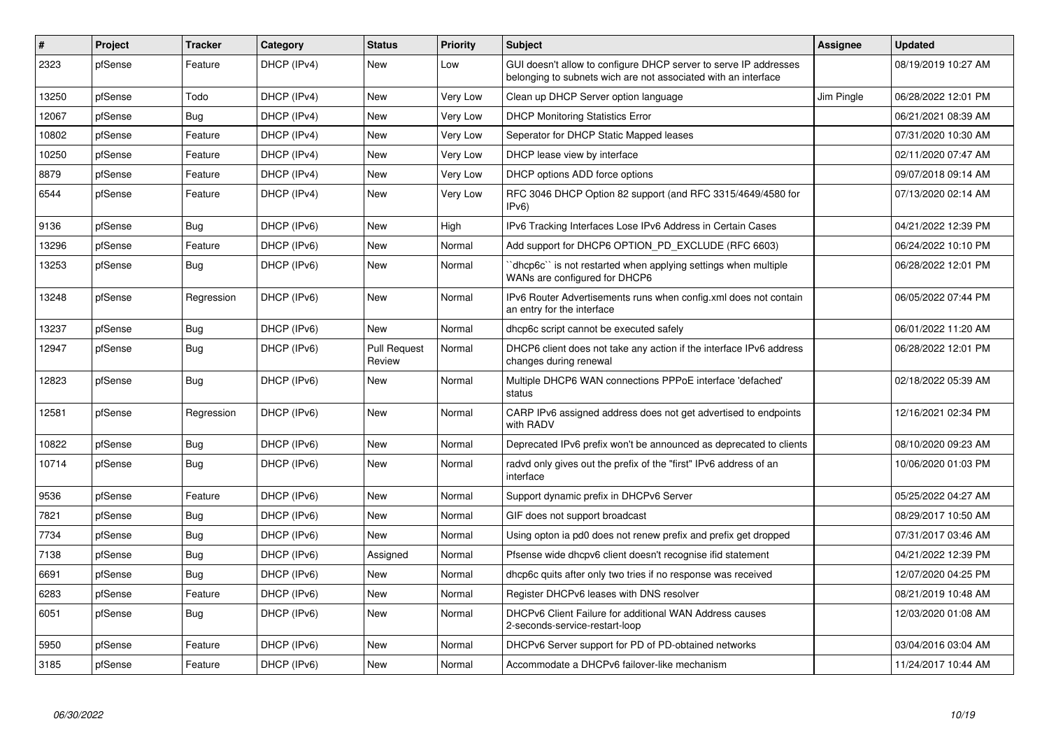| # | Project | Tracker | Category | Status | Priority | Subject | Assignee | Updated |
|---|---|---|---|---|---|---|---|---|
| 2323 | pfSense | Feature | DHCP (IPv4) | New | Low | GUI doesn't allow to configure DHCP server to serve IP addresses belonging to subnets wich are not associated with an interface | | 08/19/2019 10:27 AM |
| 13250 | pfSense | Todo | DHCP (IPv4) | New | Very Low | Clean up DHCP Server option language | Jim Pingle | 06/28/2022 12:01 PM |
| 12067 | pfSense | Bug | DHCP (IPv4) | New | Very Low | DHCP Monitoring Statistics Error | | 06/21/2021 08:39 AM |
| 10802 | pfSense | Feature | DHCP (IPv4) | New | Very Low | Seperator for DHCP Static Mapped leases | | 07/31/2020 10:30 AM |
| 10250 | pfSense | Feature | DHCP (IPv4) | New | Very Low | DHCP lease view by interface | | 02/11/2020 07:47 AM |
| 8879 | pfSense | Feature | DHCP (IPv4) | New | Very Low | DHCP options ADD force options | | 09/07/2018 09:14 AM |
| 6544 | pfSense | Feature | DHCP (IPv4) | New | Very Low | RFC 3046 DHCP Option 82 support (and RFC 3315/4649/4580 for IPv6) | | 07/13/2020 02:14 AM |
| 9136 | pfSense | Bug | DHCP (IPv6) | New | High | IPv6 Tracking Interfaces Lose IPv6 Address in Certain Cases | | 04/21/2022 12:39 PM |
| 13296 | pfSense | Feature | DHCP (IPv6) | New | Normal | Add support for DHCP6 OPTION_PD_EXCLUDE (RFC 6603) | | 06/24/2022 10:10 PM |
| 13253 | pfSense | Bug | DHCP (IPv6) | New | Normal | ``dhcp6c`` is not restarted when applying settings when multiple WANs are configured for DHCP6 | | 06/28/2022 12:01 PM |
| 13248 | pfSense | Regression | DHCP (IPv6) | New | Normal | IPv6 Router Advertisements runs when config.xml does not contain an entry for the interface | | 06/05/2022 07:44 PM |
| 13237 | pfSense | Bug | DHCP (IPv6) | New | Normal | dhcp6c script cannot be executed safely | | 06/01/2022 11:20 AM |
| 12947 | pfSense | Bug | DHCP (IPv6) | Pull Request Review | Normal | DHCP6 client does not take any action if the interface IPv6 address changes during renewal | | 06/28/2022 12:01 PM |
| 12823 | pfSense | Bug | DHCP (IPv6) | New | Normal | Multiple DHCP6 WAN connections PPPoE interface 'defached' status | | 02/18/2022 05:39 AM |
| 12581 | pfSense | Regression | DHCP (IPv6) | New | Normal | CARP IPv6 assigned address does not get advertised to endpoints with RADV | | 12/16/2021 02:34 PM |
| 10822 | pfSense | Bug | DHCP (IPv6) | New | Normal | Deprecated IPv6 prefix won't be announced as deprecated to clients | | 08/10/2020 09:23 AM |
| 10714 | pfSense | Bug | DHCP (IPv6) | New | Normal | radvd only gives out the prefix of the "first" IPv6 address of an interface | | 10/06/2020 01:03 PM |
| 9536 | pfSense | Feature | DHCP (IPv6) | New | Normal | Support dynamic prefix in DHCPv6 Server | | 05/25/2022 04:27 AM |
| 7821 | pfSense | Bug | DHCP (IPv6) | New | Normal | GIF does not support broadcast | | 08/29/2017 10:50 AM |
| 7734 | pfSense | Bug | DHCP (IPv6) | New | Normal | Using opton ia pd0 does not renew prefix and prefix get dropped | | 07/31/2017 03:46 AM |
| 7138 | pfSense | Bug | DHCP (IPv6) | Assigned | Normal | Pfsense wide dhcpv6 client doesn't recognise ifid statement | | 04/21/2022 12:39 PM |
| 6691 | pfSense | Bug | DHCP (IPv6) | New | Normal | dhcp6c quits after only two tries if no response was received | | 12/07/2020 04:25 PM |
| 6283 | pfSense | Feature | DHCP (IPv6) | New | Normal | Register DHCPv6 leases with DNS resolver | | 08/21/2019 10:48 AM |
| 6051 | pfSense | Bug | DHCP (IPv6) | New | Normal | DHCPv6 Client Failure for additional WAN Address causes 2-seconds-service-restart-loop | | 12/03/2020 01:08 AM |
| 5950 | pfSense | Feature | DHCP (IPv6) | New | Normal | DHCPv6 Server support for PD of PD-obtained networks | | 03/04/2016 03:04 AM |
| 3185 | pfSense | Feature | DHCP (IPv6) | New | Normal | Accommodate a DHCPv6 failover-like mechanism | | 11/24/2017 10:44 AM |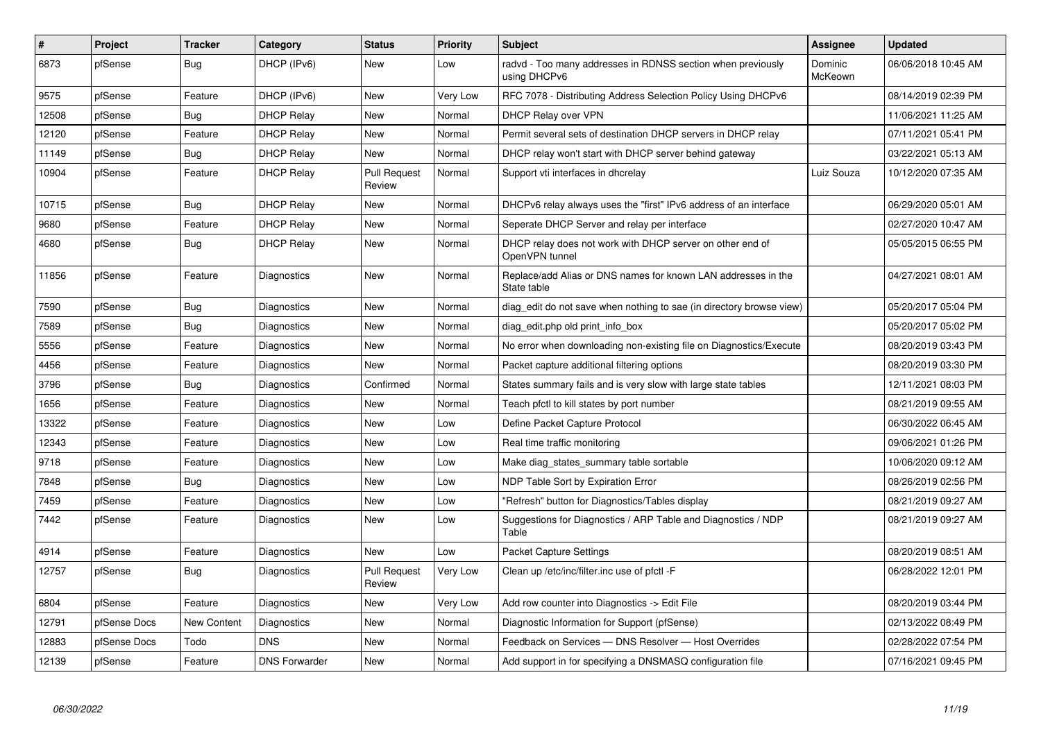| # | Project | Tracker | Category | Status | Priority | Subject | Assignee | Updated |
|---|---|---|---|---|---|---|---|---|
| 6873 | pfSense | Bug | DHCP (IPv6) | New | Low | radvd - Too many addresses in RDNSS section when previously using DHCPv6 | Dominic McKeown | 06/06/2018 10:45 AM |
| 9575 | pfSense | Feature | DHCP (IPv6) | New | Very Low | RFC 7078 - Distributing Address Selection Policy Using DHCPv6 | | 08/14/2019 02:39 PM |
| 12508 | pfSense | Bug | DHCP Relay | New | Normal | DHCP Relay over VPN | | 11/06/2021 11:25 AM |
| 12120 | pfSense | Feature | DHCP Relay | New | Normal | Permit several sets of destination DHCP servers in DHCP relay | | 07/11/2021 05:41 PM |
| 11149 | pfSense | Bug | DHCP Relay | New | Normal | DHCP relay won't start with DHCP server behind gateway | | 03/22/2021 05:13 AM |
| 10904 | pfSense | Feature | DHCP Relay | Pull Request Review | Normal | Support vti interfaces in dhcrelay | Luiz Souza | 10/12/2020 07:35 AM |
| 10715 | pfSense | Bug | DHCP Relay | New | Normal | DHCPv6 relay always uses the "first" IPv6 address of an interface | | 06/29/2020 05:01 AM |
| 9680 | pfSense | Feature | DHCP Relay | New | Normal | Seperate DHCP Server and relay per interface | | 02/27/2020 10:47 AM |
| 4680 | pfSense | Bug | DHCP Relay | New | Normal | DHCP relay does not work with DHCP server on other end of OpenVPN tunnel | | 05/05/2015 06:55 PM |
| 11856 | pfSense | Feature | Diagnostics | New | Normal | Replace/add Alias or DNS names for known LAN addresses in the State table | | 04/27/2021 08:01 AM |
| 7590 | pfSense | Bug | Diagnostics | New | Normal | diag_edit do not save when nothing to sae (in directory browse view) | | 05/20/2017 05:04 PM |
| 7589 | pfSense | Bug | Diagnostics | New | Normal | diag_edit.php old print_info_box | | 05/20/2017 05:02 PM |
| 5556 | pfSense | Feature | Diagnostics | New | Normal | No error when downloading non-existing file on Diagnostics/Execute | | 08/20/2019 03:43 PM |
| 4456 | pfSense | Feature | Diagnostics | New | Normal | Packet capture additional filtering options | | 08/20/2019 03:30 PM |
| 3796 | pfSense | Bug | Diagnostics | Confirmed | Normal | States summary fails and is very slow with large state tables | | 12/11/2021 08:03 PM |
| 1656 | pfSense | Feature | Diagnostics | New | Normal | Teach pfctl to kill states by port number | | 08/21/2019 09:55 AM |
| 13322 | pfSense | Feature | Diagnostics | New | Low | Define Packet Capture Protocol | | 06/30/2022 06:45 AM |
| 12343 | pfSense | Feature | Diagnostics | New | Low | Real time traffic monitoring | | 09/06/2021 01:26 PM |
| 9718 | pfSense | Feature | Diagnostics | New | Low | Make diag_states_summary table sortable | | 10/06/2020 09:12 AM |
| 7848 | pfSense | Bug | Diagnostics | New | Low | NDP Table Sort by Expiration Error | | 08/26/2019 02:56 PM |
| 7459 | pfSense | Feature | Diagnostics | New | Low | "Refresh" button for Diagnostics/Tables display | | 08/21/2019 09:27 AM |
| 7442 | pfSense | Feature | Diagnostics | New | Low | Suggestions for Diagnostics / ARP Table and Diagnostics / NDP Table | | 08/21/2019 09:27 AM |
| 4914 | pfSense | Feature | Diagnostics | New | Low | Packet Capture Settings | | 08/20/2019 08:51 AM |
| 12757 | pfSense | Bug | Diagnostics | Pull Request Review | Very Low | Clean up /etc/inc/filter.inc use of pfctl -F | | 06/28/2022 12:01 PM |
| 6804 | pfSense | Feature | Diagnostics | New | Very Low | Add row counter into Diagnostics -> Edit File | | 08/20/2019 03:44 PM |
| 12791 | pfSense Docs | New Content | Diagnostics | New | Normal | Diagnostic Information for Support (pfSense) | | 02/13/2022 08:49 PM |
| 12883 | pfSense Docs | Todo | DNS | New | Normal | Feedback on Services — DNS Resolver — Host Overrides | | 02/28/2022 07:54 PM |
| 12139 | pfSense | Feature | DNS Forwarder | New | Normal | Add support in for specifying a DNSMASQ configuration file | | 07/16/2021 09:45 PM |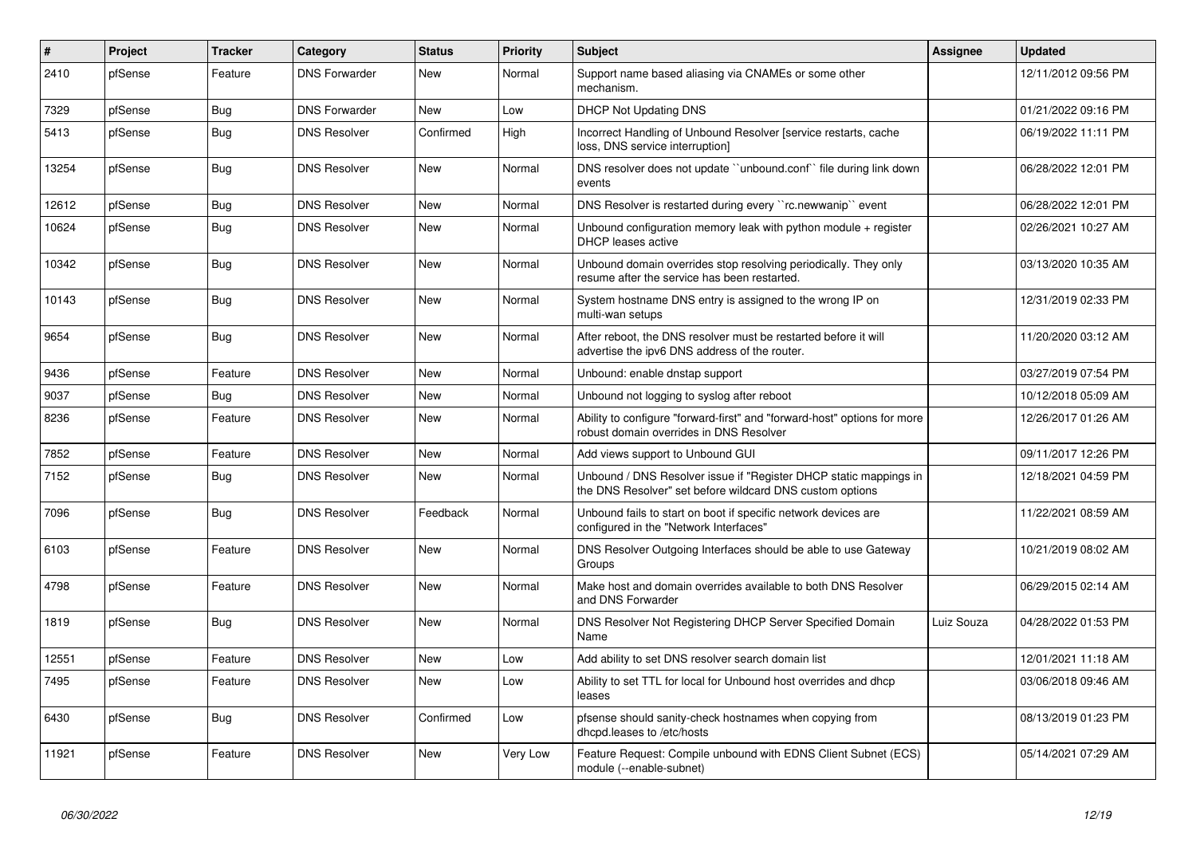| # | Project | Tracker | Category | Status | Priority | Subject | Assignee | Updated |
|---|---|---|---|---|---|---|---|---|
| 2410 | pfSense | Feature | DNS Forwarder | New | Normal | Support name based aliasing via CNAMEs or some other mechanism. | | 12/11/2012 09:56 PM |
| 7329 | pfSense | Bug | DNS Forwarder | New | Low | DHCP Not Updating DNS | | 01/21/2022 09:16 PM |
| 5413 | pfSense | Bug | DNS Resolver | Confirmed | High | Incorrect Handling of Unbound Resolver [service restarts, cache loss, DNS service interruption] | | 06/19/2022 11:11 PM |
| 13254 | pfSense | Bug | DNS Resolver | New | Normal | DNS resolver does not update ``unbound.conf`` file during link down events | | 06/28/2022 12:01 PM |
| 12612 | pfSense | Bug | DNS Resolver | New | Normal | DNS Resolver is restarted during every ``rc.newwanip`` event | | 06/28/2022 12:01 PM |
| 10624 | pfSense | Bug | DNS Resolver | New | Normal | Unbound configuration memory leak with python module + register DHCP leases active | | 02/26/2021 10:27 AM |
| 10342 | pfSense | Bug | DNS Resolver | New | Normal | Unbound domain overrides stop resolving periodically. They only resume after the service has been restarted. | | 03/13/2020 10:35 AM |
| 10143 | pfSense | Bug | DNS Resolver | New | Normal | System hostname DNS entry is assigned to the wrong IP on multi-wan setups | | 12/31/2019 02:33 PM |
| 9654 | pfSense | Bug | DNS Resolver | New | Normal | After reboot, the DNS resolver must be restarted before it will advertise the ipv6 DNS address of the router. | | 11/20/2020 03:12 AM |
| 9436 | pfSense | Feature | DNS Resolver | New | Normal | Unbound: enable dnstap support | | 03/27/2019 07:54 PM |
| 9037 | pfSense | Bug | DNS Resolver | New | Normal | Unbound not logging to syslog after reboot | | 10/12/2018 05:09 AM |
| 8236 | pfSense | Feature | DNS Resolver | New | Normal | Ability to configure "forward-first" and "forward-host" options for more robust domain overrides in DNS Resolver | | 12/26/2017 01:26 AM |
| 7852 | pfSense | Feature | DNS Resolver | New | Normal | Add views support to Unbound GUI | | 09/11/2017 12:26 PM |
| 7152 | pfSense | Bug | DNS Resolver | New | Normal | Unbound / DNS Resolver issue if "Register DHCP static mappings in the DNS Resolver" set before wildcard DNS custom options | | 12/18/2021 04:59 PM |
| 7096 | pfSense | Bug | DNS Resolver | Feedback | Normal | Unbound fails to start on boot if specific network devices are configured in the "Network Interfaces" | | 11/22/2021 08:59 AM |
| 6103 | pfSense | Feature | DNS Resolver | New | Normal | DNS Resolver Outgoing Interfaces should be able to use Gateway Groups | | 10/21/2019 08:02 AM |
| 4798 | pfSense | Feature | DNS Resolver | New | Normal | Make host and domain overrides available to both DNS Resolver and DNS Forwarder | | 06/29/2015 02:14 AM |
| 1819 | pfSense | Bug | DNS Resolver | New | Normal | DNS Resolver Not Registering DHCP Server Specified Domain Name | Luiz Souza | 04/28/2022 01:53 PM |
| 12551 | pfSense | Feature | DNS Resolver | New | Low | Add ability to set DNS resolver search domain list | | 12/01/2021 11:18 AM |
| 7495 | pfSense | Feature | DNS Resolver | New | Low | Ability to set TTL for local for Unbound host overrides and dhcp leases | | 03/06/2018 09:46 AM |
| 6430 | pfSense | Bug | DNS Resolver | Confirmed | Low | pfsense should sanity-check hostnames when copying from dhcpd.leases to /etc/hosts | | 08/13/2019 01:23 PM |
| 11921 | pfSense | Feature | DNS Resolver | New | Very Low | Feature Request: Compile unbound with EDNS Client Subnet (ECS) module (--enable-subnet) | | 05/14/2021 07:29 AM |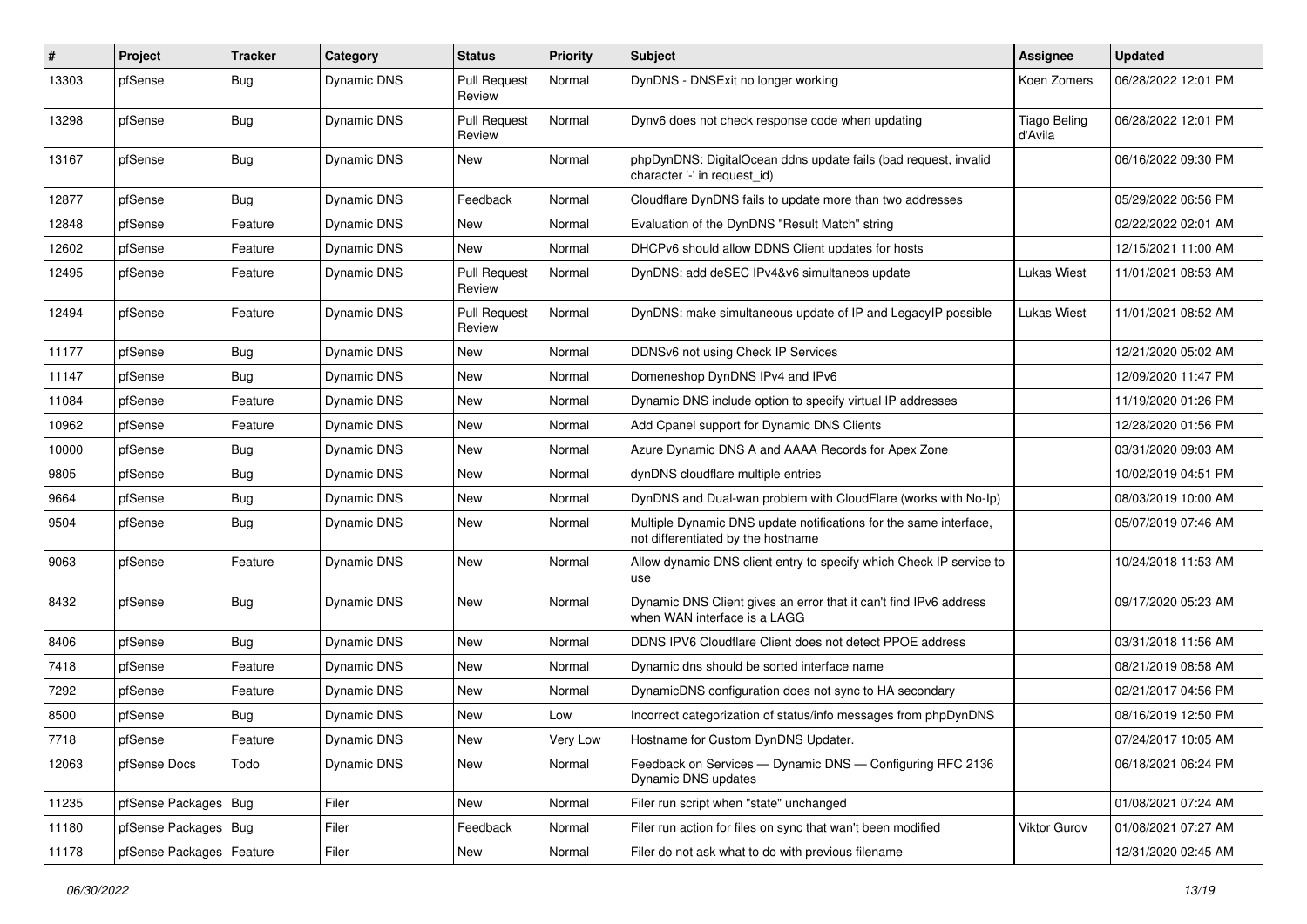| # | Project | Tracker | Category | Status | Priority | Subject | Assignee | Updated |
|---|---|---|---|---|---|---|---|---|
| 13303 | pfSense | Bug | Dynamic DNS | Pull Request Review | Normal | DynDNS - DNSExit no longer working | Koen Zomers | 06/28/2022 12:01 PM |
| 13298 | pfSense | Bug | Dynamic DNS | Pull Request Review | Normal | Dynv6 does not check response code when updating | Tiago Beling d'Avila | 06/28/2022 12:01 PM |
| 13167 | pfSense | Bug | Dynamic DNS | New | Normal | phpDynDNS: DigitalOcean ddns update fails (bad request, invalid character '-' in request_id) | | 06/16/2022 09:30 PM |
| 12877 | pfSense | Bug | Dynamic DNS | Feedback | Normal | Cloudflare DynDNS fails to update more than two addresses | | 05/29/2022 06:56 PM |
| 12848 | pfSense | Feature | Dynamic DNS | New | Normal | Evaluation of the DynDNS "Result Match" string | | 02/22/2022 02:01 AM |
| 12602 | pfSense | Feature | Dynamic DNS | New | Normal | DHCPv6 should allow DDNS Client updates for hosts | | 12/15/2021 11:00 AM |
| 12495 | pfSense | Feature | Dynamic DNS | Pull Request Review | Normal | DynDNS: add deSEC IPv4&v6 simultaneos update | Lukas Wiest | 11/01/2021 08:53 AM |
| 12494 | pfSense | Feature | Dynamic DNS | Pull Request Review | Normal | DynDNS: make simultaneous update of IP and LegacyIP possible | Lukas Wiest | 11/01/2021 08:52 AM |
| 11177 | pfSense | Bug | Dynamic DNS | New | Normal | DDNSv6 not using Check IP Services | | 12/21/2020 05:02 AM |
| 11147 | pfSense | Bug | Dynamic DNS | New | Normal | Domeneshop DynDNS IPv4 and IPv6 | | 12/09/2020 11:47 PM |
| 11084 | pfSense | Feature | Dynamic DNS | New | Normal | Dynamic DNS include option to specify virtual IP addresses | | 11/19/2020 01:26 PM |
| 10962 | pfSense | Feature | Dynamic DNS | New | Normal | Add Cpanel support for Dynamic DNS Clients | | 12/28/2020 01:56 PM |
| 10000 | pfSense | Bug | Dynamic DNS | New | Normal | Azure Dynamic DNS A and AAAA Records for Apex Zone | | 03/31/2020 09:03 AM |
| 9805 | pfSense | Bug | Dynamic DNS | New | Normal | dynDNS cloudflare multiple entries | | 10/02/2019 04:51 PM |
| 9664 | pfSense | Bug | Dynamic DNS | New | Normal | DynDNS and Dual-wan problem with CloudFlare (works with No-Ip) | | 08/03/2019 10:00 AM |
| 9504 | pfSense | Bug | Dynamic DNS | New | Normal | Multiple Dynamic DNS update notifications for the same interface, not differentiated by the hostname | | 05/07/2019 07:46 AM |
| 9063 | pfSense | Feature | Dynamic DNS | New | Normal | Allow dynamic DNS client entry to specify which Check IP service to use | | 10/24/2018 11:53 AM |
| 8432 | pfSense | Bug | Dynamic DNS | New | Normal | Dynamic DNS Client gives an error that it can't find IPv6 address when WAN interface is a LAGG | | 09/17/2020 05:23 AM |
| 8406 | pfSense | Bug | Dynamic DNS | New | Normal | DDNS IPV6 Cloudflare Client does not detect PPOE address | | 03/31/2018 11:56 AM |
| 7418 | pfSense | Feature | Dynamic DNS | New | Normal | Dynamic dns should be sorted interface name | | 08/21/2019 08:58 AM |
| 7292 | pfSense | Feature | Dynamic DNS | New | Normal | DynamicDNS configuration does not sync to HA secondary | | 02/21/2017 04:56 PM |
| 8500 | pfSense | Bug | Dynamic DNS | New | Low | Incorrect categorization of status/info messages from phpDynDNS | | 08/16/2019 12:50 PM |
| 7718 | pfSense | Feature | Dynamic DNS | New | Very Low | Hostname for Custom DynDNS Updater. | | 07/24/2017 10:05 AM |
| 12063 | pfSense Docs | Todo | Dynamic DNS | New | Normal | Feedback on Services — Dynamic DNS — Configuring RFC 2136 Dynamic DNS updates | | 06/18/2021 06:24 PM |
| 11235 | pfSense Packages | Bug | Filer | New | Normal | Filer run script when "state" unchanged | | 01/08/2021 07:24 AM |
| 11180 | pfSense Packages | Bug | Filer | Feedback | Normal | Filer run action for files on sync that wan't been modified | Viktor Gurov | 01/08/2021 07:27 AM |
| 11178 | pfSense Packages | Feature | Filer | New | Normal | Filer do not ask what to do with previous filename | | 12/31/2020 02:45 AM |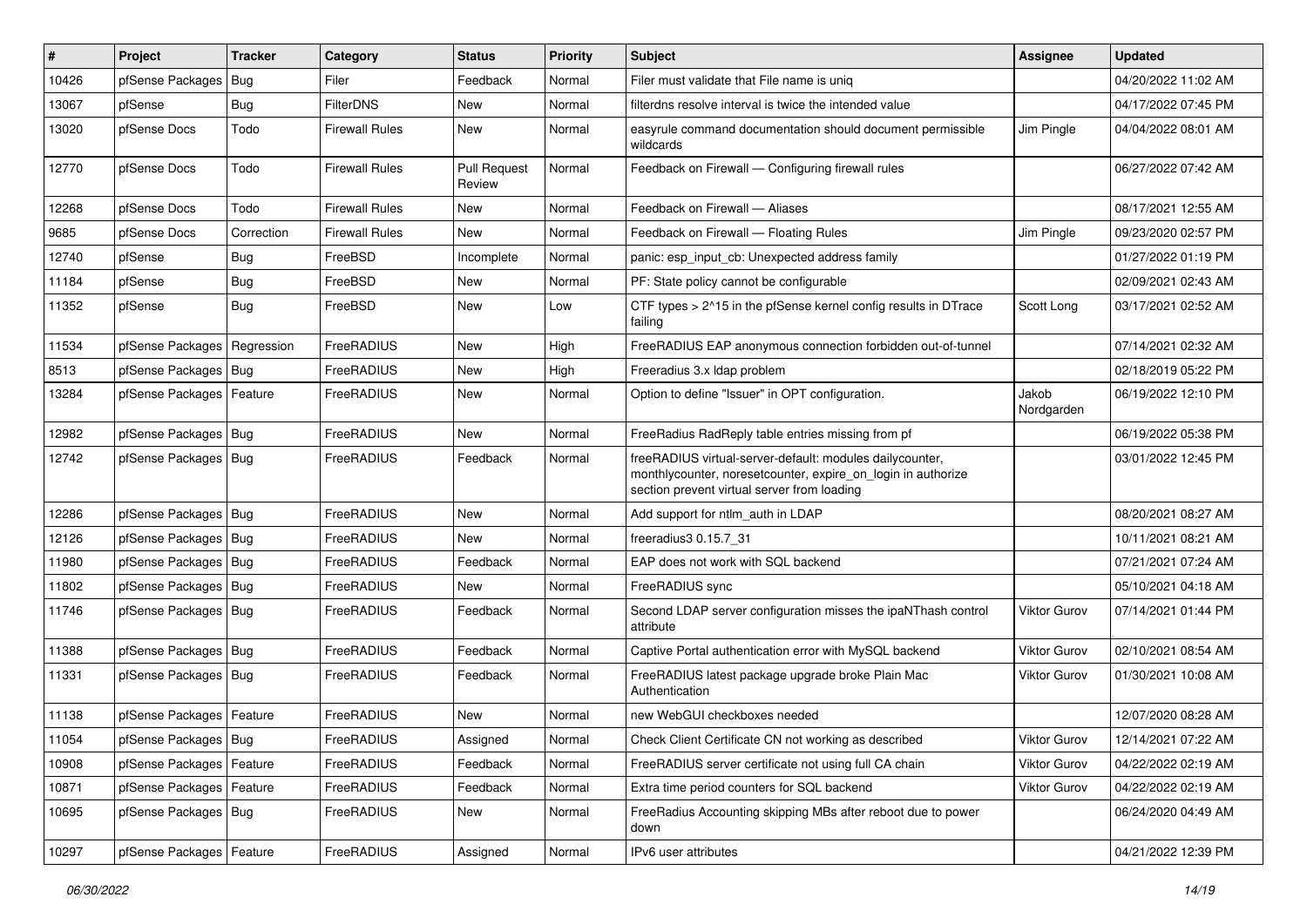| # | Project | Tracker | Category | Status | Priority | Subject | Assignee | Updated |
|---|---|---|---|---|---|---|---|---|
| 10426 | pfSense Packages | Bug | Filer | Feedback | Normal | Filer must validate that File name is uniq | | 04/20/2022 11:02 AM |
| 13067 | pfSense | Bug | FilterDNS | New | Normal | filterdns resolve interval is twice the intended value | | 04/17/2022 07:45 PM |
| 13020 | pfSense Docs | Todo | Firewall Rules | New | Normal | easyrule command documentation should document permissible wildcards | Jim Pingle | 04/04/2022 08:01 AM |
| 12770 | pfSense Docs | Todo | Firewall Rules | Pull Request Review | Normal | Feedback on Firewall — Configuring firewall rules | | 06/27/2022 07:42 AM |
| 12268 | pfSense Docs | Todo | Firewall Rules | New | Normal | Feedback on Firewall — Aliases | | 08/17/2021 12:55 AM |
| 9685 | pfSense Docs | Correction | Firewall Rules | New | Normal | Feedback on Firewall — Floating Rules | Jim Pingle | 09/23/2020 02:57 PM |
| 12740 | pfSense | Bug | FreeBSD | Incomplete | Normal | panic: esp_input_cb: Unexpected address family | | 01/27/2022 01:19 PM |
| 11184 | pfSense | Bug | FreeBSD | New | Normal | PF: State policy cannot be configurable | | 02/09/2021 02:43 AM |
| 11352 | pfSense | Bug | FreeBSD | New | Low | CTF types > 2^15 in the pfSense kernel config results in DTrace failing | Scott Long | 03/17/2021 02:52 AM |
| 11534 | pfSense Packages | Regression | FreeRADIUS | New | High | FreeRADIUS EAP anonymous connection forbidden out-of-tunnel | | 07/14/2021 02:32 AM |
| 8513 | pfSense Packages | Bug | FreeRADIUS | New | High | Freeradius 3.x ldap problem | | 02/18/2019 05:22 PM |
| 13284 | pfSense Packages | Feature | FreeRADIUS | New | Normal | Option to define "Issuer" in OPT configuration. | Jakob Nordgarden | 06/19/2022 12:10 PM |
| 12982 | pfSense Packages | Bug | FreeRADIUS | New | Normal | FreeRadius RadReply table entries missing from pf | | 06/19/2022 05:38 PM |
| 12742 | pfSense Packages | Bug | FreeRADIUS | Feedback | Normal | freeRADIUS virtual-server-default: modules dailycounter, monthlycounter, noresetcounter, expire_on_login in authorize section prevent virtual server from loading | | 03/01/2022 12:45 PM |
| 12286 | pfSense Packages | Bug | FreeRADIUS | New | Normal | Add support for ntlm_auth in LDAP | | 08/20/2021 08:27 AM |
| 12126 | pfSense Packages | Bug | FreeRADIUS | New | Normal | freeradius3 0.15.7_31 | | 10/11/2021 08:21 AM |
| 11980 | pfSense Packages | Bug | FreeRADIUS | Feedback | Normal | EAP does not work with SQL backend | | 07/21/2021 07:24 AM |
| 11802 | pfSense Packages | Bug | FreeRADIUS | New | Normal | FreeRADIUS sync | | 05/10/2021 04:18 AM |
| 11746 | pfSense Packages | Bug | FreeRADIUS | Feedback | Normal | Second LDAP server configuration misses the ipaNThash control attribute | Viktor Gurov | 07/14/2021 01:44 PM |
| 11388 | pfSense Packages | Bug | FreeRADIUS | Feedback | Normal | Captive Portal authentication error with MySQL backend | Viktor Gurov | 02/10/2021 08:54 AM |
| 11331 | pfSense Packages | Bug | FreeRADIUS | Feedback | Normal | FreeRADIUS latest package upgrade broke Plain Mac Authentication | Viktor Gurov | 01/30/2021 10:08 AM |
| 11138 | pfSense Packages | Feature | FreeRADIUS | New | Normal | new WebGUI checkboxes needed | | 12/07/2020 08:28 AM |
| 11054 | pfSense Packages | Bug | FreeRADIUS | Assigned | Normal | Check Client Certificate CN not working as described | Viktor Gurov | 12/14/2021 07:22 AM |
| 10908 | pfSense Packages | Feature | FreeRADIUS | Feedback | Normal | FreeRADIUS server certificate not using full CA chain | Viktor Gurov | 04/22/2022 02:19 AM |
| 10871 | pfSense Packages | Feature | FreeRADIUS | Feedback | Normal | Extra time period counters for SQL backend | Viktor Gurov | 04/22/2022 02:19 AM |
| 10695 | pfSense Packages | Bug | FreeRADIUS | New | Normal | FreeRadius Accounting skipping MBs after reboot due to power down | | 06/24/2020 04:49 AM |
| 10297 | pfSense Packages | Feature | FreeRADIUS | Assigned | Normal | IPv6 user attributes | | 04/21/2022 12:39 PM |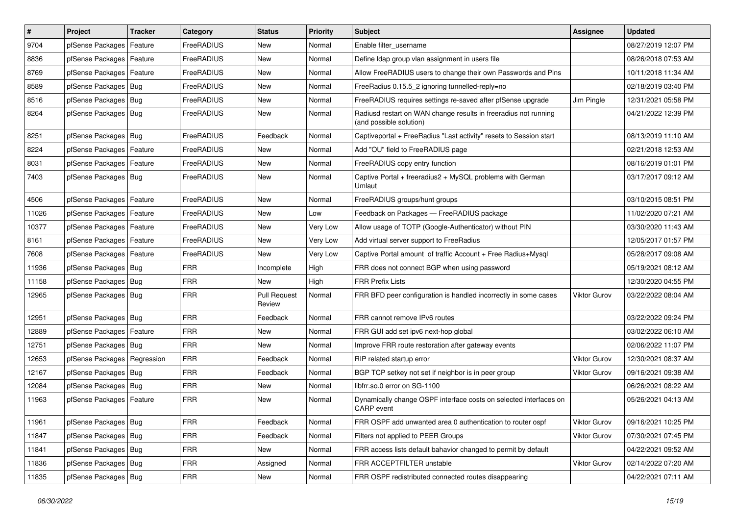| # | Project | Tracker | Category | Status | Priority | Subject | Assignee | Updated |
|---|---|---|---|---|---|---|---|---|
| 9704 | pfSense Packages | Feature | FreeRADIUS | New | Normal | Enable filter_username | | 08/27/2019 12:07 PM |
| 8836 | pfSense Packages | Feature | FreeRADIUS | New | Normal | Define ldap group vlan assignment in users file | | 08/26/2018 07:53 AM |
| 8769 | pfSense Packages | Feature | FreeRADIUS | New | Normal | Allow FreeRADIUS users to change their own Passwords and Pins | | 10/11/2018 11:34 AM |
| 8589 | pfSense Packages | Bug | FreeRADIUS | New | Normal | FreeRadius 0.15.5_2 ignoring tunnelled-reply=no | | 02/18/2019 03:40 PM |
| 8516 | pfSense Packages | Bug | FreeRADIUS | New | Normal | FreeRADIUS requires settings re-saved after pfSense upgrade | Jim Pingle | 12/31/2021 05:58 PM |
| 8264 | pfSense Packages | Bug | FreeRADIUS | New | Normal | Radiusd restart on WAN change results in freeradius not running (and possible solution) | | 04/21/2022 12:39 PM |
| 8251 | pfSense Packages | Bug | FreeRADIUS | Feedback | Normal | Captiveportal + FreeRadius "Last activity" resets to Session start | | 08/13/2019 11:10 AM |
| 8224 | pfSense Packages | Feature | FreeRADIUS | New | Normal | Add "OU" field to FreeRADIUS page | | 02/21/2018 12:53 AM |
| 8031 | pfSense Packages | Feature | FreeRADIUS | New | Normal | FreeRADIUS copy entry function | | 08/16/2019 01:01 PM |
| 7403 | pfSense Packages | Bug | FreeRADIUS | New | Normal | Captive Portal + freeradius2 + MySQL problems with German Umlaut | | 03/17/2017 09:12 AM |
| 4506 | pfSense Packages | Feature | FreeRADIUS | New | Normal | FreeRADIUS groups/hunt groups | | 03/10/2015 08:51 PM |
| 11026 | pfSense Packages | Feature | FreeRADIUS | New | Low | Feedback on Packages — FreeRADIUS package | | 11/02/2020 07:21 AM |
| 10377 | pfSense Packages | Feature | FreeRADIUS | New | Very Low | Allow usage of TOTP (Google-Authenticator) without PIN | | 03/30/2020 11:43 AM |
| 8161 | pfSense Packages | Feature | FreeRADIUS | New | Very Low | Add virtual server support to FreeRadius | | 12/05/2017 01:57 PM |
| 7608 | pfSense Packages | Feature | FreeRADIUS | New | Very Low | Captive Portal amount of traffic Account + Free Radius+Mysql | | 05/28/2017 09:08 AM |
| 11936 | pfSense Packages | Bug | FRR | Incomplete | High | FRR does not connect BGP when using password | | 05/19/2021 08:12 AM |
| 11158 | pfSense Packages | Bug | FRR | New | High | FRR Prefix Lists | | 12/30/2020 04:55 PM |
| 12965 | pfSense Packages | Bug | FRR | Pull Request Review | Normal | FRR BFD peer configuration is handled incorrectly in some cases | Viktor Gurov | 03/22/2022 08:04 AM |
| 12951 | pfSense Packages | Bug | FRR | Feedback | Normal | FRR cannot remove IPv6 routes | | 03/22/2022 09:24 PM |
| 12889 | pfSense Packages | Feature | FRR | New | Normal | FRR GUI add set ipv6 next-hop global | | 03/02/2022 06:10 AM |
| 12751 | pfSense Packages | Bug | FRR | New | Normal | Improve FRR route restoration after gateway events | | 02/06/2022 11:07 PM |
| 12653 | pfSense Packages | Regression | FRR | Feedback | Normal | RIP related startup error | Viktor Gurov | 12/30/2021 08:37 AM |
| 12167 | pfSense Packages | Bug | FRR | Feedback | Normal | BGP TCP setkey not set if neighbor is in peer group | Viktor Gurov | 09/16/2021 09:38 AM |
| 12084 | pfSense Packages | Bug | FRR | New | Normal | libfrr.so.0 error on SG-1100 | | 06/26/2021 08:22 AM |
| 11963 | pfSense Packages | Feature | FRR | New | Normal | Dynamically change OSPF interface costs on selected interfaces on CARP event | | 05/26/2021 04:13 AM |
| 11961 | pfSense Packages | Bug | FRR | Feedback | Normal | FRR OSPF add unwanted area 0 authentication to router ospf | Viktor Gurov | 09/16/2021 10:25 PM |
| 11847 | pfSense Packages | Bug | FRR | Feedback | Normal | Filters not applied to PEER Groups | Viktor Gurov | 07/30/2021 07:45 PM |
| 11841 | pfSense Packages | Bug | FRR | New | Normal | FRR access lists default bahavior changed to permit by default | | 04/22/2021 09:52 AM |
| 11836 | pfSense Packages | Bug | FRR | Assigned | Normal | FRR ACCEPTFILTER unstable | Viktor Gurov | 02/14/2022 07:20 AM |
| 11835 | pfSense Packages | Bug | FRR | New | Normal | FRR OSPF redistributed connected routes disappearing | | 04/22/2021 07:11 AM |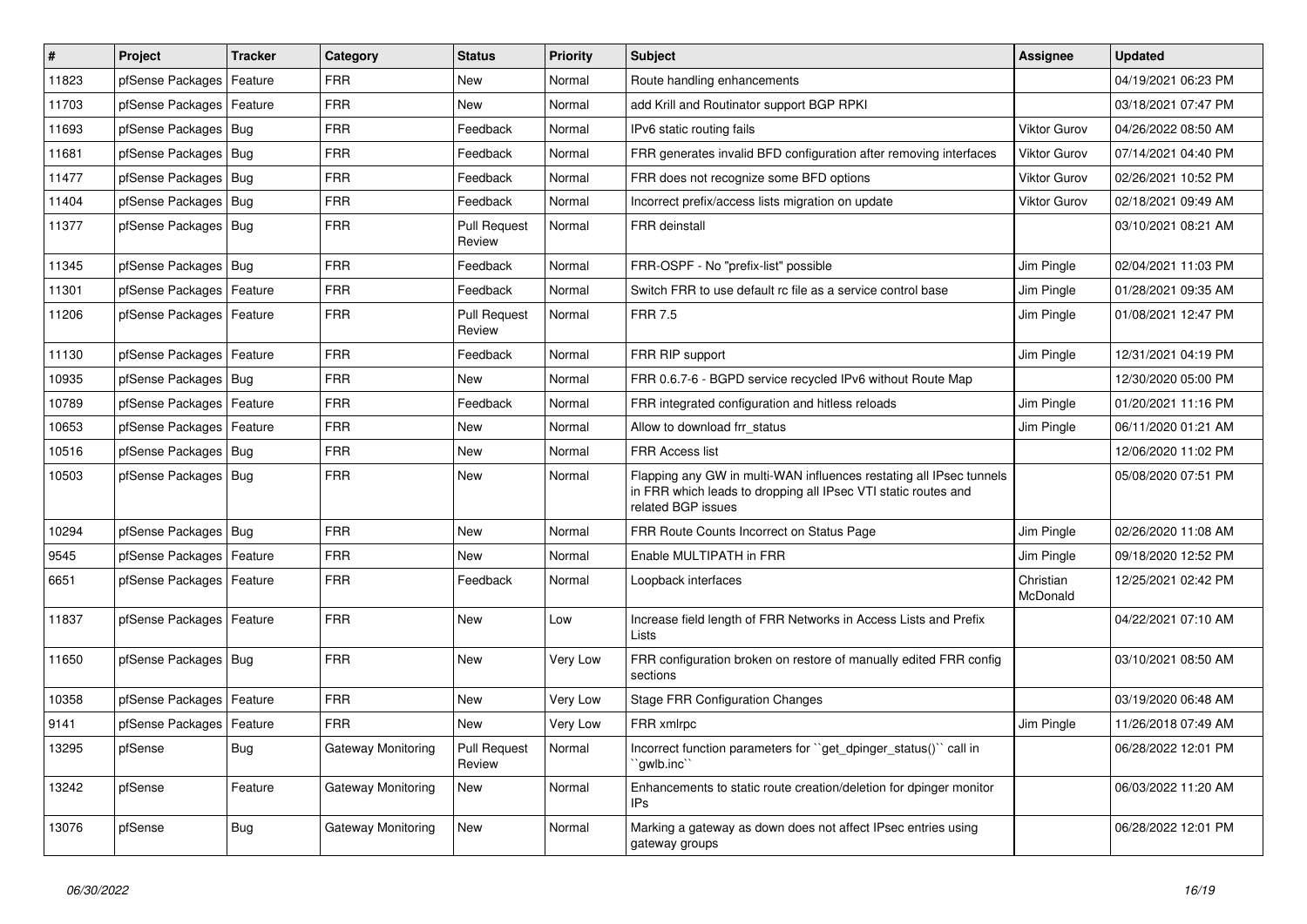| # | Project | Tracker | Category | Status | Priority | Subject | Assignee | Updated |
|---|---|---|---|---|---|---|---|---|
| 11823 | pfSense Packages | Feature | FRR | New | Normal | Route handling enhancements | | 04/19/2021 06:23 PM |
| 11703 | pfSense Packages | Feature | FRR | New | Normal | add Krill and Routinator support BGP RPKI | | 03/18/2021 07:47 PM |
| 11693 | pfSense Packages | Bug | FRR | Feedback | Normal | IPv6 static routing fails | Viktor Gurov | 04/26/2022 08:50 AM |
| 11681 | pfSense Packages | Bug | FRR | Feedback | Normal | FRR generates invalid BFD configuration after removing interfaces | Viktor Gurov | 07/14/2021 04:40 PM |
| 11477 | pfSense Packages | Bug | FRR | Feedback | Normal | FRR does not recognize some BFD options | Viktor Gurov | 02/26/2021 10:52 PM |
| 11404 | pfSense Packages | Bug | FRR | Feedback | Normal | Incorrect prefix/access lists migration on update | Viktor Gurov | 02/18/2021 09:49 AM |
| 11377 | pfSense Packages | Bug | FRR | Pull Request Review | Normal | FRR deinstall | | 03/10/2021 08:21 AM |
| 11345 | pfSense Packages | Bug | FRR | Feedback | Normal | FRR-OSPF - No "prefix-list" possible | Jim Pingle | 02/04/2021 11:03 PM |
| 11301 | pfSense Packages | Feature | FRR | Feedback | Normal | Switch FRR to use default rc file as a service control base | Jim Pingle | 01/28/2021 09:35 AM |
| 11206 | pfSense Packages | Feature | FRR | Pull Request Review | Normal | FRR 7.5 | Jim Pingle | 01/08/2021 12:47 PM |
| 11130 | pfSense Packages | Feature | FRR | Feedback | Normal | FRR RIP support | Jim Pingle | 12/31/2021 04:19 PM |
| 10935 | pfSense Packages | Bug | FRR | New | Normal | FRR 0.6.7-6 - BGPD service recycled IPv6 without Route Map | | 12/30/2020 05:00 PM |
| 10789 | pfSense Packages | Feature | FRR | Feedback | Normal | FRR integrated configuration and hitless reloads | Jim Pingle | 01/20/2021 11:16 PM |
| 10653 | pfSense Packages | Feature | FRR | New | Normal | Allow to download frr_status | Jim Pingle | 06/11/2020 01:21 AM |
| 10516 | pfSense Packages | Bug | FRR | New | Normal | FRR Access list | | 12/06/2020 11:02 PM |
| 10503 | pfSense Packages | Bug | FRR | New | Normal | Flapping any GW in multi-WAN influences restating all IPsec tunnels in FRR which leads to dropping all IPsec VTI static routes and related BGP issues | | 05/08/2020 07:51 PM |
| 10294 | pfSense Packages | Bug | FRR | New | Normal | FRR Route Counts Incorrect on Status Page | Jim Pingle | 02/26/2020 11:08 AM |
| 9545 | pfSense Packages | Feature | FRR | New | Normal | Enable MULTIPATH in FRR | Jim Pingle | 09/18/2020 12:52 PM |
| 6651 | pfSense Packages | Feature | FRR | Feedback | Normal | Loopback interfaces | Christian McDonald | 12/25/2021 02:42 PM |
| 11837 | pfSense Packages | Feature | FRR | New | Low | Increase field length of FRR Networks in Access Lists and Prefix Lists | | 04/22/2021 07:10 AM |
| 11650 | pfSense Packages | Bug | FRR | New | Very Low | FRR configuration broken on restore of manually edited FRR config sections | | 03/10/2021 08:50 AM |
| 10358 | pfSense Packages | Feature | FRR | New | Very Low | Stage FRR Configuration Changes | | 03/19/2020 06:48 AM |
| 9141 | pfSense Packages | Feature | FRR | New | Very Low | FRR xmlrpc | Jim Pingle | 11/26/2018 07:49 AM |
| 13295 | pfSense | Bug | Gateway Monitoring | Pull Request Review | Normal | Incorrect function parameters for ``get_dpinger_status()`` call in ``gwlb.inc`` | | 06/28/2022 12:01 PM |
| 13242 | pfSense | Feature | Gateway Monitoring | New | Normal | Enhancements to static route creation/deletion for dpinger monitor IPs | | 06/03/2022 11:20 AM |
| 13076 | pfSense | Bug | Gateway Monitoring | New | Normal | Marking a gateway as down does not affect IPsec entries using gateway groups | | 06/28/2022 12:01 PM |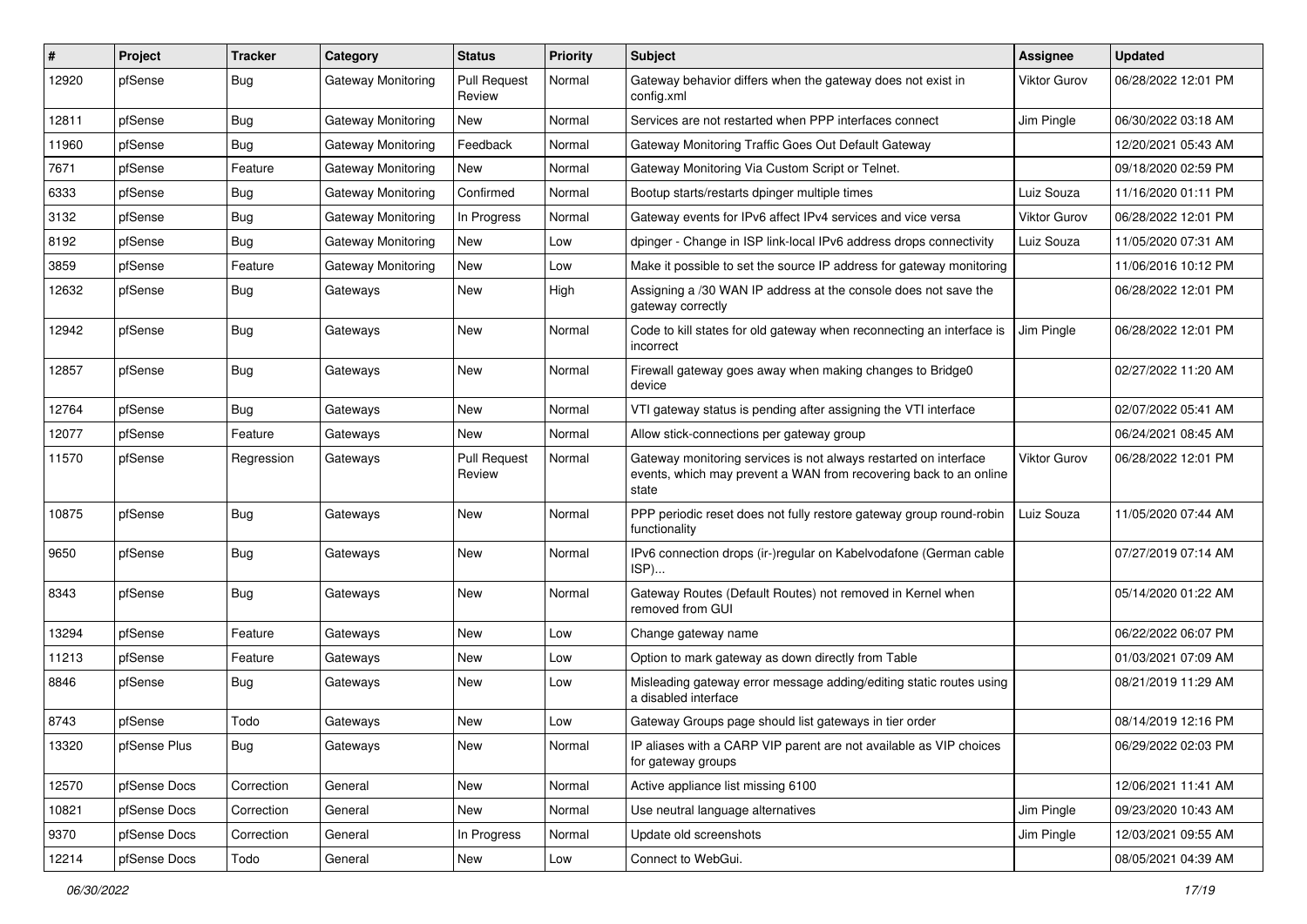| # | Project | Tracker | Category | Status | Priority | Subject | Assignee | Updated |
|---|---|---|---|---|---|---|---|---|
| 12920 | pfSense | Bug | Gateway Monitoring | Pull Request Review | Normal | Gateway behavior differs when the gateway does not exist in config.xml | Viktor Gurov | 06/28/2022 12:01 PM |
| 12811 | pfSense | Bug | Gateway Monitoring | New | Normal | Services are not restarted when PPP interfaces connect | Jim Pingle | 06/30/2022 03:18 AM |
| 11960 | pfSense | Bug | Gateway Monitoring | Feedback | Normal | Gateway Monitoring Traffic Goes Out Default Gateway | | 12/20/2021 05:43 AM |
| 7671 | pfSense | Feature | Gateway Monitoring | New | Normal | Gateway Monitoring Via Custom Script or Telnet. | | 09/18/2020 02:59 PM |
| 6333 | pfSense | Bug | Gateway Monitoring | Confirmed | Normal | Bootup starts/restarts dpinger multiple times | Luiz Souza | 11/16/2020 01:11 PM |
| 3132 | pfSense | Bug | Gateway Monitoring | In Progress | Normal | Gateway events for IPv6 affect IPv4 services and vice versa | Viktor Gurov | 06/28/2022 12:01 PM |
| 8192 | pfSense | Bug | Gateway Monitoring | New | Low | dpinger - Change in ISP link-local IPv6 address drops connectivity | Luiz Souza | 11/05/2020 07:31 AM |
| 3859 | pfSense | Feature | Gateway Monitoring | New | Low | Make it possible to set the source IP address for gateway monitoring | | 11/06/2016 10:12 PM |
| 12632 | pfSense | Bug | Gateways | New | High | Assigning a /30 WAN IP address at the console does not save the gateway correctly | | 06/28/2022 12:01 PM |
| 12942 | pfSense | Bug | Gateways | New | Normal | Code to kill states for old gateway when reconnecting an interface is incorrect | Jim Pingle | 06/28/2022 12:01 PM |
| 12857 | pfSense | Bug | Gateways | New | Normal | Firewall gateway goes away when making changes to Bridge0 device | | 02/27/2022 11:20 AM |
| 12764 | pfSense | Bug | Gateways | New | Normal | VTI gateway status is pending after assigning the VTI interface | | 02/07/2022 05:41 AM |
| 12077 | pfSense | Feature | Gateways | New | Normal | Allow stick-connections per gateway group | | 06/24/2021 08:45 AM |
| 11570 | pfSense | Regression | Gateways | Pull Request Review | Normal | Gateway monitoring services is not always restarted on interface events, which may prevent a WAN from recovering back to an online state | Viktor Gurov | 06/28/2022 12:01 PM |
| 10875 | pfSense | Bug | Gateways | New | Normal | PPP periodic reset does not fully restore gateway group round-robin functionality | Luiz Souza | 11/05/2020 07:44 AM |
| 9650 | pfSense | Bug | Gateways | New | Normal | IPv6 connection drops (ir-)regular on Kabelvodafone (German cable ISP)... | | 07/27/2019 07:14 AM |
| 8343 | pfSense | Bug | Gateways | New | Normal | Gateway Routes (Default Routes) not removed in Kernel when removed from GUI | | 05/14/2020 01:22 AM |
| 13294 | pfSense | Feature | Gateways | New | Low | Change gateway name | | 06/22/2022 06:07 PM |
| 11213 | pfSense | Feature | Gateways | New | Low | Option to mark gateway as down directly from Table | | 01/03/2021 07:09 AM |
| 8846 | pfSense | Bug | Gateways | New | Low | Misleading gateway error message adding/editing static routes using a disabled interface | | 08/21/2019 11:29 AM |
| 8743 | pfSense | Todo | Gateways | New | Low | Gateway Groups page should list gateways in tier order | | 08/14/2019 12:16 PM |
| 13320 | pfSense Plus | Bug | Gateways | New | Normal | IP aliases with a CARP VIP parent are not available as VIP choices for gateway groups | | 06/29/2022 02:03 PM |
| 12570 | pfSense Docs | Correction | General | New | Normal | Active appliance list missing 6100 | | 12/06/2021 11:41 AM |
| 10821 | pfSense Docs | Correction | General | New | Normal | Use neutral language alternatives | Jim Pingle | 09/23/2020 10:43 AM |
| 9370 | pfSense Docs | Correction | General | In Progress | Normal | Update old screenshots | Jim Pingle | 12/03/2021 09:55 AM |
| 12214 | pfSense Docs | Todo | General | New | Low | Connect to WebGui. | | 08/05/2021 04:39 AM |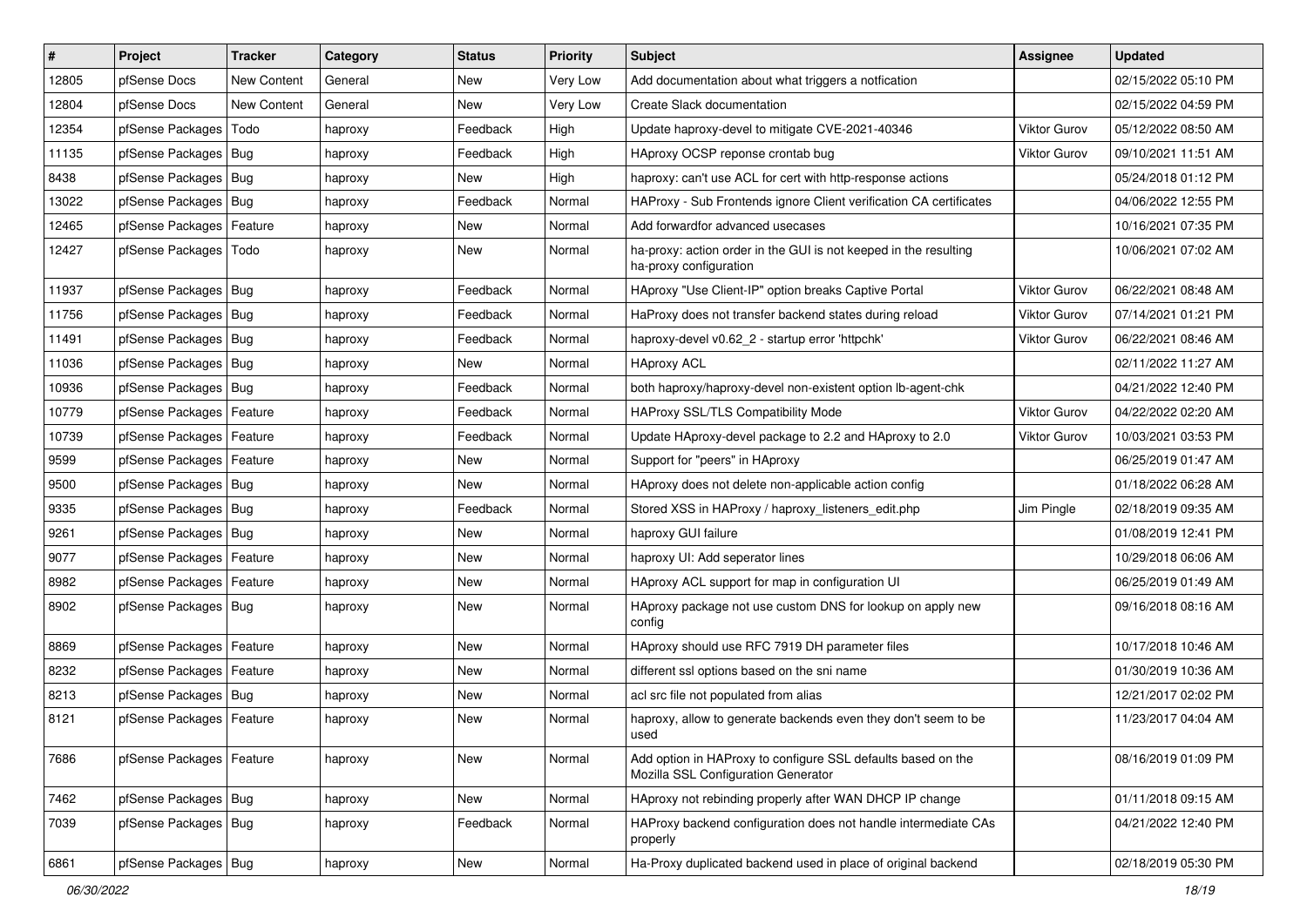| # | Project | Tracker | Category | Status | Priority | Subject | Assignee | Updated |
|---|---|---|---|---|---|---|---|---|
| 12805 | pfSense Docs | New Content | General | New | Very Low | Add documentation about what triggers a notfication | | 02/15/2022 05:10 PM |
| 12804 | pfSense Docs | New Content | General | New | Very Low | Create Slack documentation | | 02/15/2022 04:59 PM |
| 12354 | pfSense Packages | Todo | haproxy | Feedback | High | Update haproxy-devel to mitigate CVE-2021-40346 | Viktor Gurov | 05/12/2022 08:50 AM |
| 11135 | pfSense Packages | Bug | haproxy | Feedback | High | HAproxy OCSP reponse crontab bug | Viktor Gurov | 09/10/2021 11:51 AM |
| 8438 | pfSense Packages | Bug | haproxy | New | High | haproxy: can't use ACL for cert with http-response actions | | 05/24/2018 01:12 PM |
| 13022 | pfSense Packages | Bug | haproxy | Feedback | Normal | HAProxy - Sub Frontends ignore Client verification CA certificates | | 04/06/2022 12:55 PM |
| 12465 | pfSense Packages | Feature | haproxy | New | Normal | Add forwardfor advanced usecases | | 10/16/2021 07:35 PM |
| 12427 | pfSense Packages | Todo | haproxy | New | Normal | ha-proxy: action order in the GUI is not keeped in the resulting ha-proxy configuration | | 10/06/2021 07:02 AM |
| 11937 | pfSense Packages | Bug | haproxy | Feedback | Normal | HAproxy "Use Client-IP" option breaks Captive Portal | Viktor Gurov | 06/22/2021 08:48 AM |
| 11756 | pfSense Packages | Bug | haproxy | Feedback | Normal | HaProxy does not transfer backend states during reload | Viktor Gurov | 07/14/2021 01:21 PM |
| 11491 | pfSense Packages | Bug | haproxy | Feedback | Normal | haproxy-devel v0.62_2 - startup error 'httpchk' | Viktor Gurov | 06/22/2021 08:46 AM |
| 11036 | pfSense Packages | Bug | haproxy | New | Normal | HAproxy ACL | | 02/11/2022 11:27 AM |
| 10936 | pfSense Packages | Bug | haproxy | Feedback | Normal | both haproxy/haproxy-devel non-existent option lb-agent-chk | | 04/21/2022 12:40 PM |
| 10779 | pfSense Packages | Feature | haproxy | Feedback | Normal | HAProxy SSL/TLS Compatibility Mode | Viktor Gurov | 04/22/2022 02:20 AM |
| 10739 | pfSense Packages | Feature | haproxy | Feedback | Normal | Update HAproxy-devel package to 2.2 and HAproxy to 2.0 | Viktor Gurov | 10/03/2021 03:53 PM |
| 9599 | pfSense Packages | Feature | haproxy | New | Normal | Support for "peers" in HAproxy | | 06/25/2019 01:47 AM |
| 9500 | pfSense Packages | Bug | haproxy | New | Normal | HAproxy does not delete non-applicable action config | | 01/18/2022 06:28 AM |
| 9335 | pfSense Packages | Bug | haproxy | Feedback | Normal | Stored XSS in HAProxy / haproxy_listeners_edit.php | Jim Pingle | 02/18/2019 09:35 AM |
| 9261 | pfSense Packages | Bug | haproxy | New | Normal | haproxy GUI failure | | 01/08/2019 12:41 PM |
| 9077 | pfSense Packages | Feature | haproxy | New | Normal | haproxy UI: Add seperator lines | | 10/29/2018 06:06 AM |
| 8982 | pfSense Packages | Feature | haproxy | New | Normal | HAproxy ACL support for map in configuration UI | | 06/25/2019 01:49 AM |
| 8902 | pfSense Packages | Bug | haproxy | New | Normal | HAproxy package not use custom DNS for lookup on apply new config | | 09/16/2018 08:16 AM |
| 8869 | pfSense Packages | Feature | haproxy | New | Normal | HAproxy should use RFC 7919 DH parameter files | | 10/17/2018 10:46 AM |
| 8232 | pfSense Packages | Feature | haproxy | New | Normal | different ssl options based on the sni name | | 01/30/2019 10:36 AM |
| 8213 | pfSense Packages | Bug | haproxy | New | Normal | acl src file not populated from alias | | 12/21/2017 02:02 PM |
| 8121 | pfSense Packages | Feature | haproxy | New | Normal | haproxy, allow to generate backends even they don't seem to be used | | 11/23/2017 04:04 AM |
| 7686 | pfSense Packages | Feature | haproxy | New | Normal | Add option in HAProxy to configure SSL defaults based on the Mozilla SSL Configuration Generator | | 08/16/2019 01:09 PM |
| 7462 | pfSense Packages | Bug | haproxy | New | Normal | HAproxy not rebinding properly after WAN DHCP IP change | | 01/11/2018 09:15 AM |
| 7039 | pfSense Packages | Bug | haproxy | Feedback | Normal | HAProxy backend configuration does not handle intermediate CAs properly | | 04/21/2022 12:40 PM |
| 6861 | pfSense Packages | Bug | haproxy | New | Normal | Ha-Proxy duplicated backend used in place of original backend | | 02/18/2019 05:30 PM |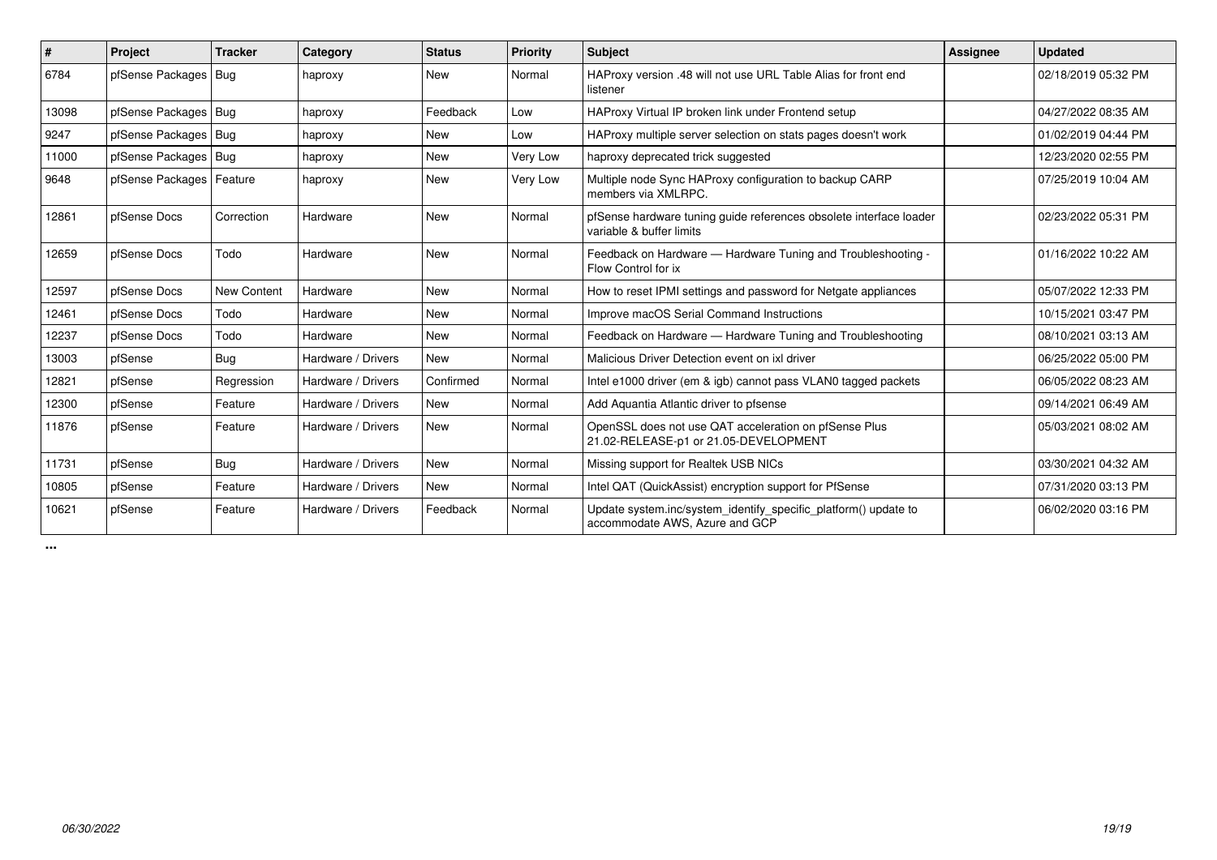| # | Project | Tracker | Category | Status | Priority | Subject | Assignee | Updated |
|---|---|---|---|---|---|---|---|---|
| 6784 | pfSense Packages | Bug | haproxy | New | Normal | HAProxy version .48 will not use URL Table Alias for front end listener | | 02/18/2019 05:32 PM |
| 13098 | pfSense Packages | Bug | haproxy | Feedback | Low | HAProxy Virtual IP broken link under Frontend setup | | 04/27/2022 08:35 AM |
| 9247 | pfSense Packages | Bug | haproxy | New | Low | HAProxy multiple server selection on stats pages doesn't work | | 01/02/2019 04:44 PM |
| 11000 | pfSense Packages | Bug | haproxy | New | Very Low | haproxy deprecated trick suggested | | 12/23/2020 02:55 PM |
| 9648 | pfSense Packages | Feature | haproxy | New | Very Low | Multiple node Sync HAProxy configuration to backup CARP members via XMLRPC. | | 07/25/2019 10:04 AM |
| 12861 | pfSense Docs | Correction | Hardware | New | Normal | pfSense hardware tuning guide references obsolete interface loader variable & buffer limits | | 02/23/2022 05:31 PM |
| 12659 | pfSense Docs | Todo | Hardware | New | Normal | Feedback on Hardware — Hardware Tuning and Troubleshooting - Flow Control for ix | | 01/16/2022 10:22 AM |
| 12597 | pfSense Docs | New Content | Hardware | New | Normal | How to reset IPMI settings and password for Netgate appliances | | 05/07/2022 12:33 PM |
| 12461 | pfSense Docs | Todo | Hardware | New | Normal | Improve macOS Serial Command Instructions | | 10/15/2021 03:47 PM |
| 12237 | pfSense Docs | Todo | Hardware | New | Normal | Feedback on Hardware — Hardware Tuning and Troubleshooting | | 08/10/2021 03:13 AM |
| 13003 | pfSense | Bug | Hardware / Drivers | New | Normal | Malicious Driver Detection event on ixl driver | | 06/25/2022 05:00 PM |
| 12821 | pfSense | Regression | Hardware / Drivers | Confirmed | Normal | Intel e1000 driver (em & igb) cannot pass VLAN0 tagged packets | | 06/05/2022 08:23 AM |
| 12300 | pfSense | Feature | Hardware / Drivers | New | Normal | Add Aquantia Atlantic driver to pfsense | | 09/14/2021 06:49 AM |
| 11876 | pfSense | Feature | Hardware / Drivers | New | Normal | OpenSSL does not use QAT acceleration on pfSense Plus 21.02-RELEASE-p1 or 21.05-DEVELOPMENT | | 05/03/2021 08:02 AM |
| 11731 | pfSense | Bug | Hardware / Drivers | New | Normal | Missing support for Realtek USB NICs | | 03/30/2021 04:32 AM |
| 10805 | pfSense | Feature | Hardware / Drivers | New | Normal | Intel QAT (QuickAssist) encryption support for PfSense | | 07/31/2020 03:13 PM |
| 10621 | pfSense | Feature | Hardware / Drivers | Feedback | Normal | Update system.inc/system_identify_specific_platform() update to accommodate AWS, Azure and GCP | | 06/02/2020 03:16 PM |

...